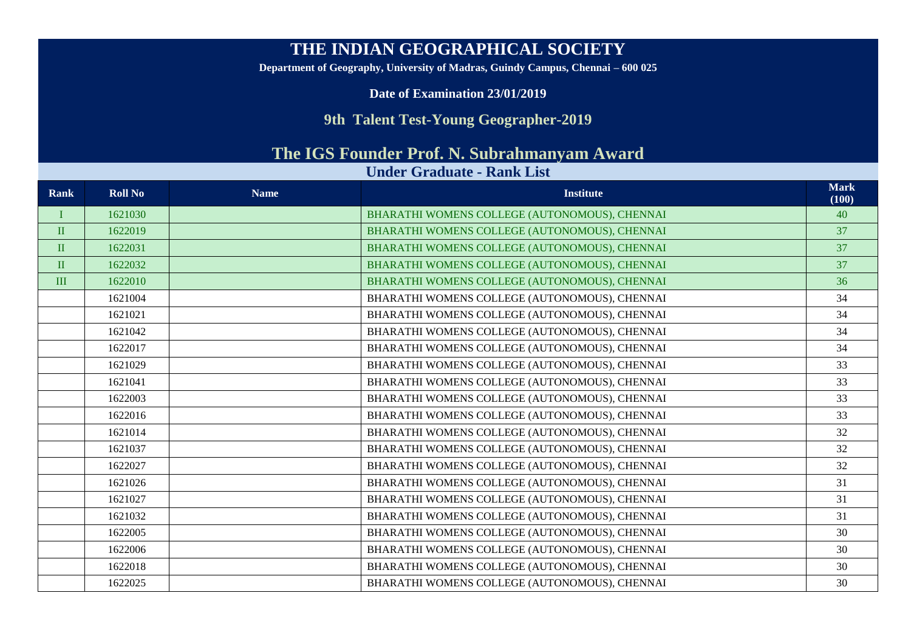# THE INDIAN GEOGRAPHICAL SOCIETY

**Department of Geography, University of Madras, Guindy Campus, Chennai – 600 025**

**Date of Examination 23/01/2019**

## 9th Talent Test-Young Geographer-2019

## The IGS Founder Prof. N. Subrahmanyam Award

### Under Graduate - Rank List

| Rank | Roll No | Name | Institute | Mark (100) |
|---|---|---|---|---|
| I | 1621030 | | BHARATHI WOMENS COLLEGE (AUTONOMOUS), CHENNAI | 40 |
| II | 1622019 | | BHARATHI WOMENS COLLEGE (AUTONOMOUS), CHENNAI | 37 |
| II | 1622031 | | BHARATHI WOMENS COLLEGE (AUTONOMOUS), CHENNAI | 37 |
| II | 1622032 | | BHARATHI WOMENS COLLEGE (AUTONOMOUS), CHENNAI | 37 |
| III | 1622010 | | BHARATHI WOMENS COLLEGE (AUTONOMOUS), CHENNAI | 36 |
| | 1621004 | | BHARATHI WOMENS COLLEGE (AUTONOMOUS), CHENNAI | 34 |
| | 1621021 | | BHARATHI WOMENS COLLEGE (AUTONOMOUS), CHENNAI | 34 |
| | 1621042 | | BHARATHI WOMENS COLLEGE (AUTONOMOUS), CHENNAI | 34 |
| | 1622017 | | BHARATHI WOMENS COLLEGE (AUTONOMOUS), CHENNAI | 34 |
| | 1621029 | | BHARATHI WOMENS COLLEGE (AUTONOMOUS), CHENNAI | 33 |
| | 1621041 | | BHARATHI WOMENS COLLEGE (AUTONOMOUS), CHENNAI | 33 |
| | 1622003 | | BHARATHI WOMENS COLLEGE (AUTONOMOUS), CHENNAI | 33 |
| | 1622016 | | BHARATHI WOMENS COLLEGE (AUTONOMOUS), CHENNAI | 33 |
| | 1621014 | | BHARATHI WOMENS COLLEGE (AUTONOMOUS), CHENNAI | 32 |
| | 1621037 | | BHARATHI WOMENS COLLEGE (AUTONOMOUS), CHENNAI | 32 |
| | 1622027 | | BHARATHI WOMENS COLLEGE (AUTONOMOUS), CHENNAI | 32 |
| | 1621026 | | BHARATHI WOMENS COLLEGE (AUTONOMOUS), CHENNAI | 31 |
| | 1621027 | | BHARATHI WOMENS COLLEGE (AUTONOMOUS), CHENNAI | 31 |
| | 1621032 | | BHARATHI WOMENS COLLEGE (AUTONOMOUS), CHENNAI | 31 |
| | 1622005 | | BHARATHI WOMENS COLLEGE (AUTONOMOUS), CHENNAI | 30 |
| | 1622006 | | BHARATHI WOMENS COLLEGE (AUTONOMOUS), CHENNAI | 30 |
| | 1622018 | | BHARATHI WOMENS COLLEGE (AUTONOMOUS), CHENNAI | 30 |
| | 1622025 | | BHARATHI WOMENS COLLEGE (AUTONOMOUS), CHENNAI | 30 |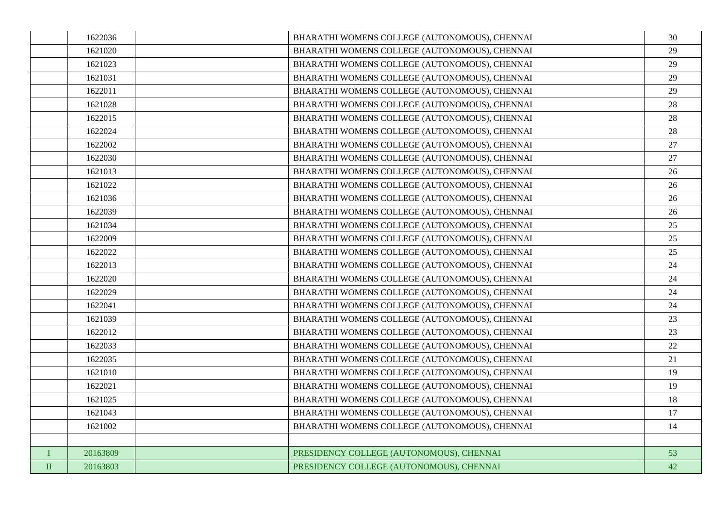| | | | | |
|---|---|---|---|---|
| | 1622036 | | BHARATHI WOMENS COLLEGE (AUTONOMOUS), CHENNAI | 30 |
| | 1621020 | | BHARATHI WOMENS COLLEGE (AUTONOMOUS), CHENNAI | 29 |
| | 1621023 | | BHARATHI WOMENS COLLEGE (AUTONOMOUS), CHENNAI | 29 |
| | 1621031 | | BHARATHI WOMENS COLLEGE (AUTONOMOUS), CHENNAI | 29 |
| | 1622011 | | BHARATHI WOMENS COLLEGE (AUTONOMOUS), CHENNAI | 29 |
| | 1621028 | | BHARATHI WOMENS COLLEGE (AUTONOMOUS), CHENNAI | 28 |
| | 1622015 | | BHARATHI WOMENS COLLEGE (AUTONOMOUS), CHENNAI | 28 |
| | 1622024 | | BHARATHI WOMENS COLLEGE (AUTONOMOUS), CHENNAI | 28 |
| | 1622002 | | BHARATHI WOMENS COLLEGE (AUTONOMOUS), CHENNAI | 27 |
| | 1622030 | | BHARATHI WOMENS COLLEGE (AUTONOMOUS), CHENNAI | 27 |
| | 1621013 | | BHARATHI WOMENS COLLEGE (AUTONOMOUS), CHENNAI | 26 |
| | 1621022 | | BHARATHI WOMENS COLLEGE (AUTONOMOUS), CHENNAI | 26 |
| | 1621036 | | BHARATHI WOMENS COLLEGE (AUTONOMOUS), CHENNAI | 26 |
| | 1622039 | | BHARATHI WOMENS COLLEGE (AUTONOMOUS), CHENNAI | 26 |
| | 1621034 | | BHARATHI WOMENS COLLEGE (AUTONOMOUS), CHENNAI | 25 |
| | 1622009 | | BHARATHI WOMENS COLLEGE (AUTONOMOUS), CHENNAI | 25 |
| | 1622022 | | BHARATHI WOMENS COLLEGE (AUTONOMOUS), CHENNAI | 25 |
| | 1622013 | | BHARATHI WOMENS COLLEGE (AUTONOMOUS), CHENNAI | 24 |
| | 1622020 | | BHARATHI WOMENS COLLEGE (AUTONOMOUS), CHENNAI | 24 |
| | 1622029 | | BHARATHI WOMENS COLLEGE (AUTONOMOUS), CHENNAI | 24 |
| | 1622041 | | BHARATHI WOMENS COLLEGE (AUTONOMOUS), CHENNAI | 24 |
| | 1621039 | | BHARATHI WOMENS COLLEGE (AUTONOMOUS), CHENNAI | 23 |
| | 1622012 | | BHARATHI WOMENS COLLEGE (AUTONOMOUS), CHENNAI | 23 |
| | 1622033 | | BHARATHI WOMENS COLLEGE (AUTONOMOUS), CHENNAI | 22 |
| | 1622035 | | BHARATHI WOMENS COLLEGE (AUTONOMOUS), CHENNAI | 21 |
| | 1621010 | | BHARATHI WOMENS COLLEGE (AUTONOMOUS), CHENNAI | 19 |
| | 1622021 | | BHARATHI WOMENS COLLEGE (AUTONOMOUS), CHENNAI | 19 |
| | 1621025 | | BHARATHI WOMENS COLLEGE (AUTONOMOUS), CHENNAI | 18 |
| | 1621043 | | BHARATHI WOMENS COLLEGE (AUTONOMOUS), CHENNAI | 17 |
| | 1621002 | | BHARATHI WOMENS COLLEGE (AUTONOMOUS), CHENNAI | 14 |
| | | | | |
| I | 20163809 | | PRESIDENCY COLLEGE (AUTONOMOUS), CHENNAI | 53 |
| II | 20163803 | | PRESIDENCY COLLEGE (AUTONOMOUS), CHENNAI | 42 |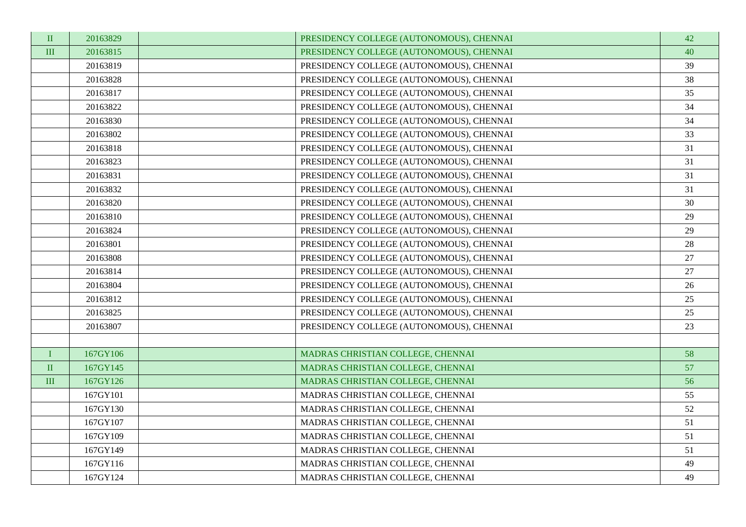| | | | | |
|---|---|---|---|---|
| II | 20163829 | | PRESIDENCY COLLEGE (AUTONOMOUS), CHENNAI | 42 |
| III | 20163815 | | PRESIDENCY COLLEGE (AUTONOMOUS), CHENNAI | 40 |
| | 20163819 | | PRESIDENCY COLLEGE (AUTONOMOUS), CHENNAI | 39 |
| | 20163828 | | PRESIDENCY COLLEGE (AUTONOMOUS), CHENNAI | 38 |
| | 20163817 | | PRESIDENCY COLLEGE (AUTONOMOUS), CHENNAI | 35 |
| | 20163822 | | PRESIDENCY COLLEGE (AUTONOMOUS), CHENNAI | 34 |
| | 20163830 | | PRESIDENCY COLLEGE (AUTONOMOUS), CHENNAI | 34 |
| | 20163802 | | PRESIDENCY COLLEGE (AUTONOMOUS), CHENNAI | 33 |
| | 20163818 | | PRESIDENCY COLLEGE (AUTONOMOUS), CHENNAI | 31 |
| | 20163823 | | PRESIDENCY COLLEGE (AUTONOMOUS), CHENNAI | 31 |
| | 20163831 | | PRESIDENCY COLLEGE (AUTONOMOUS), CHENNAI | 31 |
| | 20163832 | | PRESIDENCY COLLEGE (AUTONOMOUS), CHENNAI | 31 |
| | 20163820 | | PRESIDENCY COLLEGE (AUTONOMOUS), CHENNAI | 30 |
| | 20163810 | | PRESIDENCY COLLEGE (AUTONOMOUS), CHENNAI | 29 |
| | 20163824 | | PRESIDENCY COLLEGE (AUTONOMOUS), CHENNAI | 29 |
| | 20163801 | | PRESIDENCY COLLEGE (AUTONOMOUS), CHENNAI | 28 |
| | 20163808 | | PRESIDENCY COLLEGE (AUTONOMOUS), CHENNAI | 27 |
| | 20163814 | | PRESIDENCY COLLEGE (AUTONOMOUS), CHENNAI | 27 |
| | 20163804 | | PRESIDENCY COLLEGE (AUTONOMOUS), CHENNAI | 26 |
| | 20163812 | | PRESIDENCY COLLEGE (AUTONOMOUS), CHENNAI | 25 |
| | 20163825 | | PRESIDENCY COLLEGE (AUTONOMOUS), CHENNAI | 25 |
| | 20163807 | | PRESIDENCY COLLEGE (AUTONOMOUS), CHENNAI | 23 |
| | | | | |
| I | 167GY106 | | MADRAS CHRISTIAN COLLEGE, CHENNAI | 58 |
| II | 167GY145 | | MADRAS CHRISTIAN COLLEGE, CHENNAI | 57 |
| III | 167GY126 | | MADRAS CHRISTIAN COLLEGE, CHENNAI | 56 |
| | 167GY101 | | MADRAS CHRISTIAN COLLEGE, CHENNAI | 55 |
| | 167GY130 | | MADRAS CHRISTIAN COLLEGE, CHENNAI | 52 |
| | 167GY107 | | MADRAS CHRISTIAN COLLEGE, CHENNAI | 51 |
| | 167GY109 | | MADRAS CHRISTIAN COLLEGE, CHENNAI | 51 |
| | 167GY149 | | MADRAS CHRISTIAN COLLEGE, CHENNAI | 51 |
| | 167GY116 | | MADRAS CHRISTIAN COLLEGE, CHENNAI | 49 |
| | 167GY124 | | MADRAS CHRISTIAN COLLEGE, CHENNAI | 49 |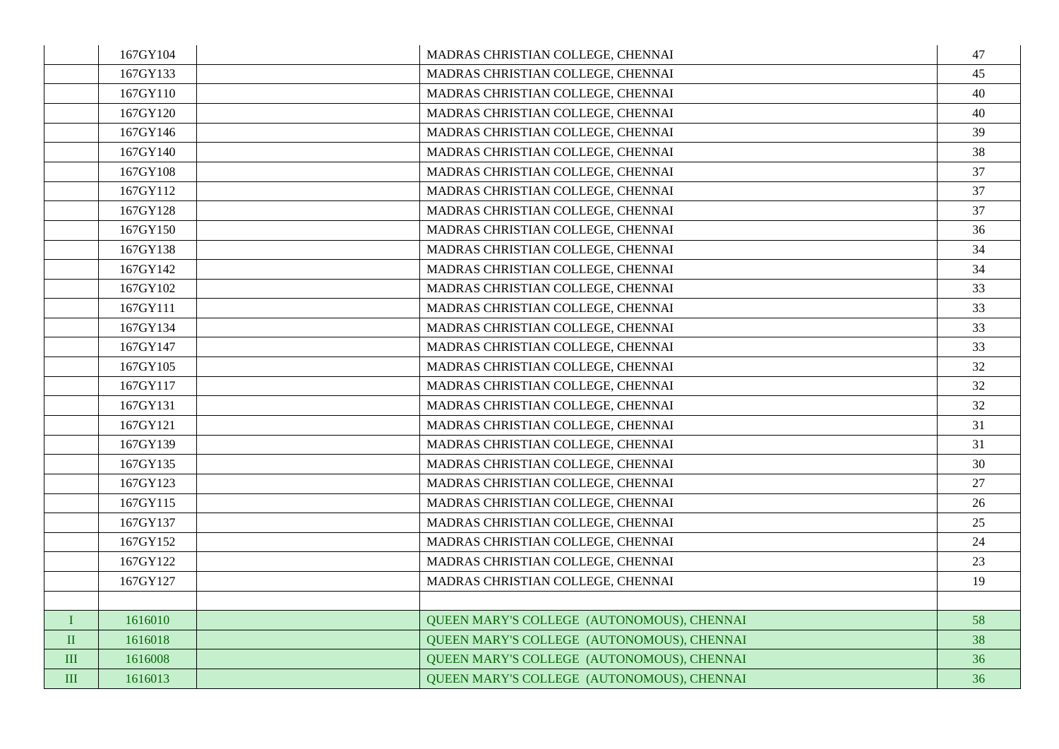| | | | | |
|---|---|---|---|---|
| | 167GY104 | | MADRAS CHRISTIAN COLLEGE, CHENNAI | 47 |
| | 167GY133 | | MADRAS CHRISTIAN COLLEGE, CHENNAI | 45 |
| | 167GY110 | | MADRAS CHRISTIAN COLLEGE, CHENNAI | 40 |
| | 167GY120 | | MADRAS CHRISTIAN COLLEGE, CHENNAI | 40 |
| | 167GY146 | | MADRAS CHRISTIAN COLLEGE, CHENNAI | 39 |
| | 167GY140 | | MADRAS CHRISTIAN COLLEGE, CHENNAI | 38 |
| | 167GY108 | | MADRAS CHRISTIAN COLLEGE, CHENNAI | 37 |
| | 167GY112 | | MADRAS CHRISTIAN COLLEGE, CHENNAI | 37 |
| | 167GY128 | | MADRAS CHRISTIAN COLLEGE, CHENNAI | 37 |
| | 167GY150 | | MADRAS CHRISTIAN COLLEGE, CHENNAI | 36 |
| | 167GY138 | | MADRAS CHRISTIAN COLLEGE, CHENNAI | 34 |
| | 167GY142 | | MADRAS CHRISTIAN COLLEGE, CHENNAI | 34 |
| | 167GY102 | | MADRAS CHRISTIAN COLLEGE, CHENNAI | 33 |
| | 167GY111 | | MADRAS CHRISTIAN COLLEGE, CHENNAI | 33 |
| | 167GY134 | | MADRAS CHRISTIAN COLLEGE, CHENNAI | 33 |
| | 167GY147 | | MADRAS CHRISTIAN COLLEGE, CHENNAI | 33 |
| | 167GY105 | | MADRAS CHRISTIAN COLLEGE, CHENNAI | 32 |
| | 167GY117 | | MADRAS CHRISTIAN COLLEGE, CHENNAI | 32 |
| | 167GY131 | | MADRAS CHRISTIAN COLLEGE, CHENNAI | 32 |
| | 167GY121 | | MADRAS CHRISTIAN COLLEGE, CHENNAI | 31 |
| | 167GY139 | | MADRAS CHRISTIAN COLLEGE, CHENNAI | 31 |
| | 167GY135 | | MADRAS CHRISTIAN COLLEGE, CHENNAI | 30 |
| | 167GY123 | | MADRAS CHRISTIAN COLLEGE, CHENNAI | 27 |
| | 167GY115 | | MADRAS CHRISTIAN COLLEGE, CHENNAI | 26 |
| | 167GY137 | | MADRAS CHRISTIAN COLLEGE, CHENNAI | 25 |
| | 167GY152 | | MADRAS CHRISTIAN COLLEGE, CHENNAI | 24 |
| | 167GY122 | | MADRAS CHRISTIAN COLLEGE, CHENNAI | 23 |
| | 167GY127 | | MADRAS CHRISTIAN COLLEGE, CHENNAI | 19 |
| | | | | |
| I | 1616010 | | QUEEN MARY'S COLLEGE (AUTONOMOUS), CHENNAI | 58 |
| II | 1616018 | | QUEEN MARY'S COLLEGE (AUTONOMOUS), CHENNAI | 38 |
| III | 1616008 | | QUEEN MARY'S COLLEGE (AUTONOMOUS), CHENNAI | 36 |
| III | 1616013 | | QUEEN MARY'S COLLEGE (AUTONOMOUS), CHENNAI | 36 |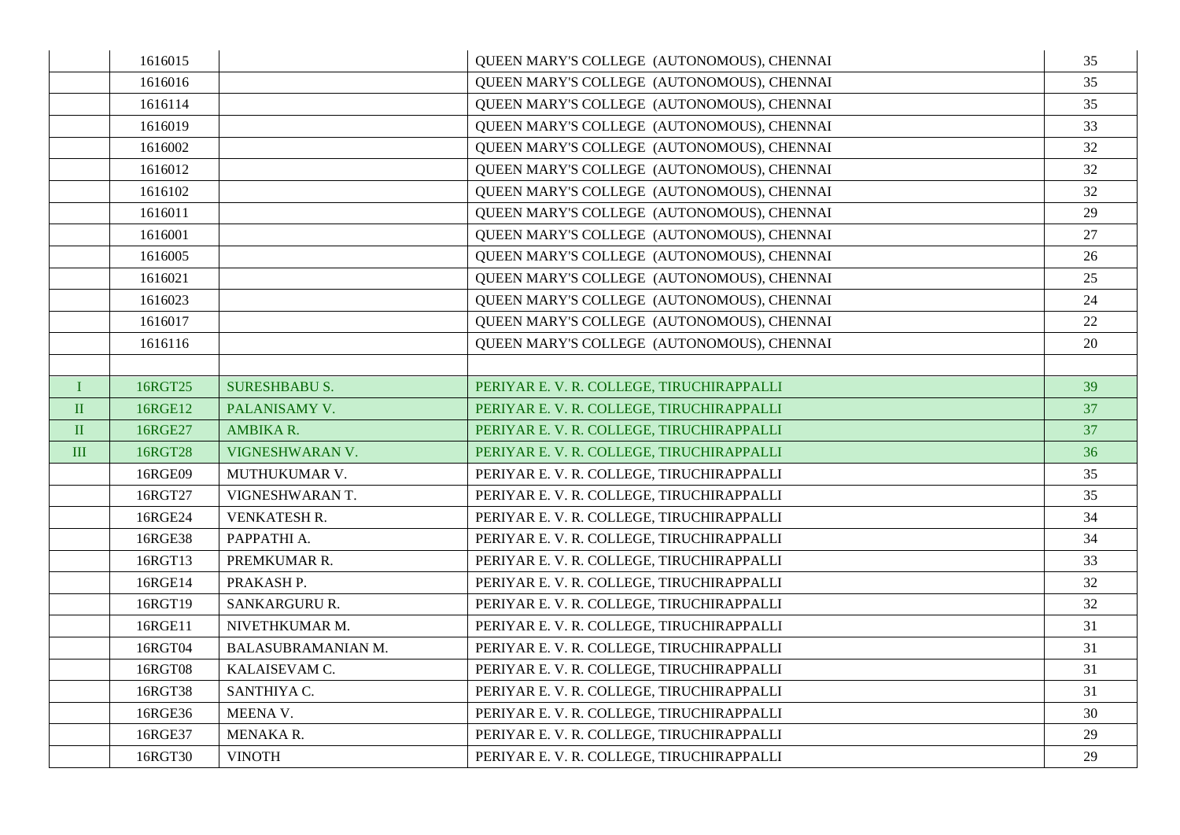| | | | | |
|---|---|---|---|---|
| | 1616015 | | QUEEN MARY'S COLLEGE (AUTONOMOUS), CHENNAI | 35 |
| | 1616016 | | QUEEN MARY'S COLLEGE (AUTONOMOUS), CHENNAI | 35 |
| | 1616114 | | QUEEN MARY'S COLLEGE (AUTONOMOUS), CHENNAI | 35 |
| | 1616019 | | QUEEN MARY'S COLLEGE (AUTONOMOUS), CHENNAI | 33 |
| | 1616002 | | QUEEN MARY'S COLLEGE (AUTONOMOUS), CHENNAI | 32 |
| | 1616012 | | QUEEN MARY'S COLLEGE (AUTONOMOUS), CHENNAI | 32 |
| | 1616102 | | QUEEN MARY'S COLLEGE (AUTONOMOUS), CHENNAI | 32 |
| | 1616011 | | QUEEN MARY'S COLLEGE (AUTONOMOUS), CHENNAI | 29 |
| | 1616001 | | QUEEN MARY'S COLLEGE (AUTONOMOUS), CHENNAI | 27 |
| | 1616005 | | QUEEN MARY'S COLLEGE (AUTONOMOUS), CHENNAI | 26 |
| | 1616021 | | QUEEN MARY'S COLLEGE (AUTONOMOUS), CHENNAI | 25 |
| | 1616023 | | QUEEN MARY'S COLLEGE (AUTONOMOUS), CHENNAI | 24 |
| | 1616017 | | QUEEN MARY'S COLLEGE (AUTONOMOUS), CHENNAI | 22 |
| | 1616116 | | QUEEN MARY'S COLLEGE (AUTONOMOUS), CHENNAI | 20 |
| | | | | |
| I | 16RGT25 | SURESHBABU S. | PERIYAR E. V. R. COLLEGE, TIRUCHIRAPPALLI | 39 |
| II | 16RGE12 | PALANISAMY V. | PERIYAR E. V. R. COLLEGE, TIRUCHIRAPPALLI | 37 |
| II | 16RGE27 | AMBIKA R. | PERIYAR E. V. R. COLLEGE, TIRUCHIRAPPALLI | 37 |
| III | 16RGT28 | VIGNESHWARAN V. | PERIYAR E. V. R. COLLEGE, TIRUCHIRAPPALLI | 36 |
| | 16RGE09 | MUTHUKUMAR V. | PERIYAR E. V. R. COLLEGE, TIRUCHIRAPPALLI | 35 |
| | 16RGT27 | VIGNESHWARAN T. | PERIYAR E. V. R. COLLEGE, TIRUCHIRAPPALLI | 35 |
| | 16RGE24 | VENKATESH R. | PERIYAR E. V. R. COLLEGE, TIRUCHIRAPPALLI | 34 |
| | 16RGE38 | PAPPATHI A. | PERIYAR E. V. R. COLLEGE, TIRUCHIRAPPALLI | 34 |
| | 16RGT13 | PREMKUMAR R. | PERIYAR E. V. R. COLLEGE, TIRUCHIRAPPALLI | 33 |
| | 16RGE14 | PRAKASH P. | PERIYAR E. V. R. COLLEGE, TIRUCHIRAPPALLI | 32 |
| | 16RGT19 | SANKARGURU R. | PERIYAR E. V. R. COLLEGE, TIRUCHIRAPPALLI | 32 |
| | 16RGE11 | NIVETHKUMAR M. | PERIYAR E. V. R. COLLEGE, TIRUCHIRAPPALLI | 31 |
| | 16RGT04 | BALASUBRAMANIAN M. | PERIYAR E. V. R. COLLEGE, TIRUCHIRAPPALLI | 31 |
| | 16RGT08 | KALAISEVAM C. | PERIYAR E. V. R. COLLEGE, TIRUCHIRAPPALLI | 31 |
| | 16RGT38 | SANTHIYA C. | PERIYAR E. V. R. COLLEGE, TIRUCHIRAPPALLI | 31 |
| | 16RGE36 | MEENA V. | PERIYAR E. V. R. COLLEGE, TIRUCHIRAPPALLI | 30 |
| | 16RGE37 | MENAKA R. | PERIYAR E. V. R. COLLEGE, TIRUCHIRAPPALLI | 29 |
| | 16RGT30 | VINOTH | PERIYAR E. V. R. COLLEGE, TIRUCHIRAPPALLI | 29 |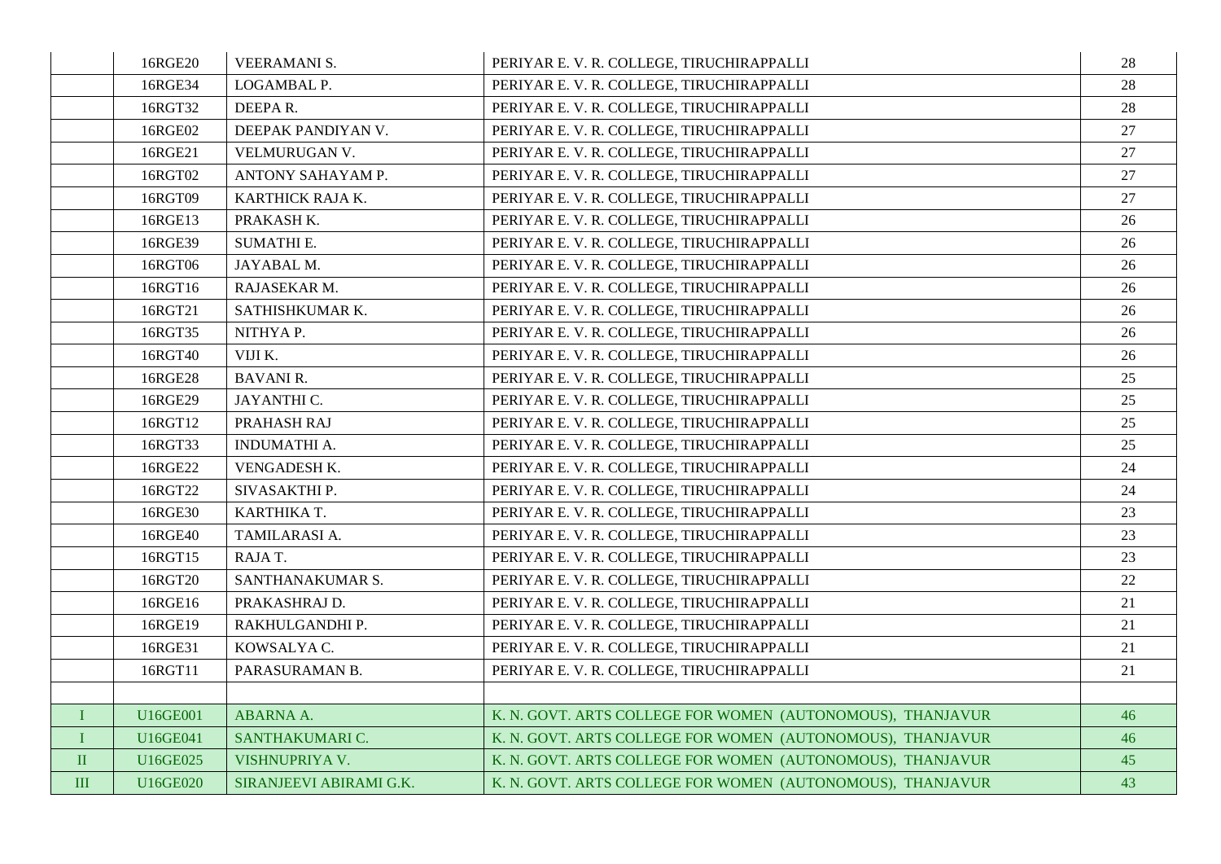| | | | | |
|---|---|---|---|---|
| | 16RGE20 | VEERAMANI S. | PERIYAR E. V. R. COLLEGE, TIRUCHIRAPPALLI | 28 |
| | 16RGE34 | LOGAMBAL P. | PERIYAR E. V. R. COLLEGE, TIRUCHIRAPPALLI | 28 |
| | 16RGT32 | DEEPA R. | PERIYAR E. V. R. COLLEGE, TIRUCHIRAPPALLI | 28 |
| | 16RGE02 | DEEPAK PANDIYAN V. | PERIYAR E. V. R. COLLEGE, TIRUCHIRAPPALLI | 27 |
| | 16RGE21 | VELMURUGAN V. | PERIYAR E. V. R. COLLEGE, TIRUCHIRAPPALLI | 27 |
| | 16RGT02 | ANTONY SAHAYAM P. | PERIYAR E. V. R. COLLEGE, TIRUCHIRAPPALLI | 27 |
| | 16RGT09 | KARTHICK RAJA K. | PERIYAR E. V. R. COLLEGE, TIRUCHIRAPPALLI | 27 |
| | 16RGE13 | PRAKASH K. | PERIYAR E. V. R. COLLEGE, TIRUCHIRAPPALLI | 26 |
| | 16RGE39 | SUMATHI E. | PERIYAR E. V. R. COLLEGE, TIRUCHIRAPPALLI | 26 |
| | 16RGT06 | JAYABAL M. | PERIYAR E. V. R. COLLEGE, TIRUCHIRAPPALLI | 26 |
| | 16RGT16 | RAJASEKAR M. | PERIYAR E. V. R. COLLEGE, TIRUCHIRAPPALLI | 26 |
| | 16RGT21 | SATHISHKUMAR K. | PERIYAR E. V. R. COLLEGE, TIRUCHIRAPPALLI | 26 |
| | 16RGT35 | NITHYA P. | PERIYAR E. V. R. COLLEGE, TIRUCHIRAPPALLI | 26 |
| | 16RGT40 | VIJI K. | PERIYAR E. V. R. COLLEGE, TIRUCHIRAPPALLI | 26 |
| | 16RGE28 | BAVANI R. | PERIYAR E. V. R. COLLEGE, TIRUCHIRAPPALLI | 25 |
| | 16RGE29 | JAYANTHI C. | PERIYAR E. V. R. COLLEGE, TIRUCHIRAPPALLI | 25 |
| | 16RGT12 | PRAHASH RAJ | PERIYAR E. V. R. COLLEGE, TIRUCHIRAPPALLI | 25 |
| | 16RGT33 | INDUMATHI A. | PERIYAR E. V. R. COLLEGE, TIRUCHIRAPPALLI | 25 |
| | 16RGE22 | VENGADESH K. | PERIYAR E. V. R. COLLEGE, TIRUCHIRAPPALLI | 24 |
| | 16RGT22 | SIVASAKTHI P. | PERIYAR E. V. R. COLLEGE, TIRUCHIRAPPALLI | 24 |
| | 16RGE30 | KARTHIKA T. | PERIYAR E. V. R. COLLEGE, TIRUCHIRAPPALLI | 23 |
| | 16RGE40 | TAMILARASI A. | PERIYAR E. V. R. COLLEGE, TIRUCHIRAPPALLI | 23 |
| | 16RGT15 | RAJA T. | PERIYAR E. V. R. COLLEGE, TIRUCHIRAPPALLI | 23 |
| | 16RGT20 | SANTHANAKUMAR S. | PERIYAR E. V. R. COLLEGE, TIRUCHIRAPPALLI | 22 |
| | 16RGE16 | PRAKASHRAJ D. | PERIYAR E. V. R. COLLEGE, TIRUCHIRAPPALLI | 21 |
| | 16RGE19 | RAKHULGANDHI P. | PERIYAR E. V. R. COLLEGE, TIRUCHIRAPPALLI | 21 |
| | 16RGE31 | KOWSALYA C. | PERIYAR E. V. R. COLLEGE, TIRUCHIRAPPALLI | 21 |
| | 16RGT11 | PARASURAMAN B. | PERIYAR E. V. R. COLLEGE, TIRUCHIRAPPALLI | 21 |
| | | | | |
| I | U16GE001 | ABARNA A. | K. N. GOVT. ARTS COLLEGE FOR WOMEN (AUTONOMOUS), THANJAVUR | 46 |
| I | U16GE041 | SANTHAKUMARI C. | K. N. GOVT. ARTS COLLEGE FOR WOMEN (AUTONOMOUS), THANJAVUR | 46 |
| II | U16GE025 | VISHNUPRIYA V. | K. N. GOVT. ARTS COLLEGE FOR WOMEN (AUTONOMOUS), THANJAVUR | 45 |
| III | U16GE020 | SIRANJEEVI ABIRAMI G.K. | K. N. GOVT. ARTS COLLEGE FOR WOMEN (AUTONOMOUS), THANJAVUR | 43 |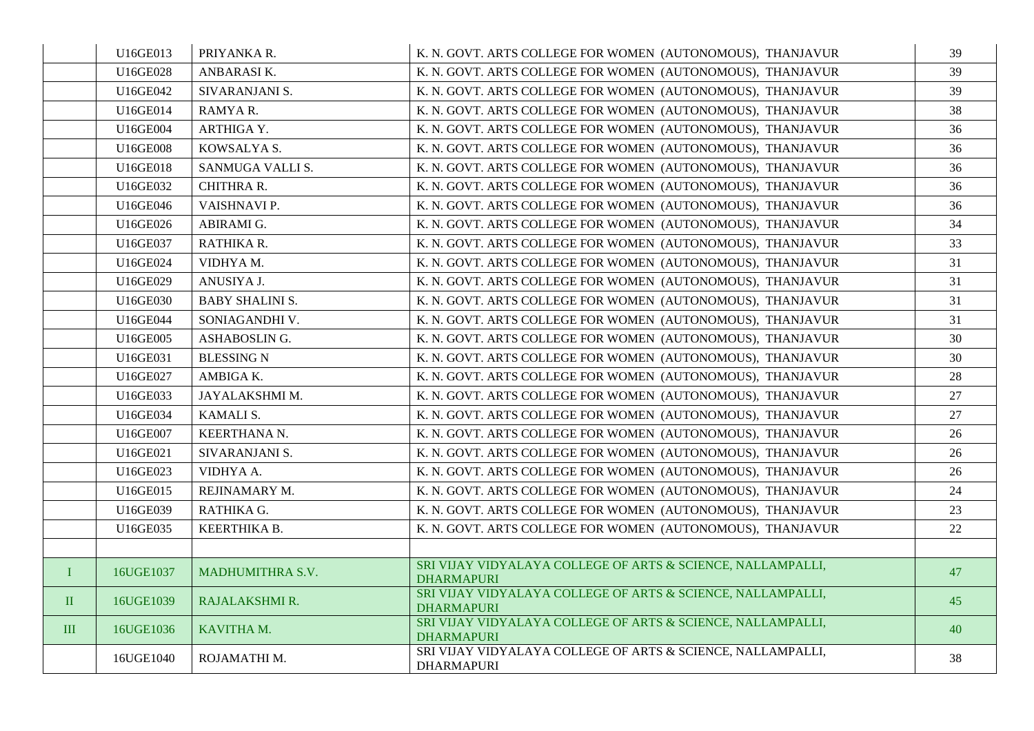| | | | | |
|---|---|---|---|---|
| | U16GE013 | PRIYANKA R. | K. N. GOVT. ARTS COLLEGE FOR WOMEN (AUTONOMOUS), THANJAVUR | 39 |
| | U16GE028 | ANBARASI K. | K. N. GOVT. ARTS COLLEGE FOR WOMEN (AUTONOMOUS), THANJAVUR | 39 |
| | U16GE042 | SIVARANJANI S. | K. N. GOVT. ARTS COLLEGE FOR WOMEN (AUTONOMOUS), THANJAVUR | 39 |
| | U16GE014 | RAMYA R. | K. N. GOVT. ARTS COLLEGE FOR WOMEN (AUTONOMOUS), THANJAVUR | 38 |
| | U16GE004 | ARTHIGA Y. | K. N. GOVT. ARTS COLLEGE FOR WOMEN (AUTONOMOUS), THANJAVUR | 36 |
| | U16GE008 | KOWSALYA S. | K. N. GOVT. ARTS COLLEGE FOR WOMEN (AUTONOMOUS), THANJAVUR | 36 |
| | U16GE018 | SANMUGA VALLI S. | K. N. GOVT. ARTS COLLEGE FOR WOMEN (AUTONOMOUS), THANJAVUR | 36 |
| | U16GE032 | CHITHRA R. | K. N. GOVT. ARTS COLLEGE FOR WOMEN (AUTONOMOUS), THANJAVUR | 36 |
| | U16GE046 | VAISHNAVI P. | K. N. GOVT. ARTS COLLEGE FOR WOMEN (AUTONOMOUS), THANJAVUR | 36 |
| | U16GE026 | ABIRAMI G. | K. N. GOVT. ARTS COLLEGE FOR WOMEN (AUTONOMOUS), THANJAVUR | 34 |
| | U16GE037 | RATHIKA R. | K. N. GOVT. ARTS COLLEGE FOR WOMEN (AUTONOMOUS), THANJAVUR | 33 |
| | U16GE024 | VIDHYA M. | K. N. GOVT. ARTS COLLEGE FOR WOMEN (AUTONOMOUS), THANJAVUR | 31 |
| | U16GE029 | ANUSIYA J. | K. N. GOVT. ARTS COLLEGE FOR WOMEN (AUTONOMOUS), THANJAVUR | 31 |
| | U16GE030 | BABY SHALINI S. | K. N. GOVT. ARTS COLLEGE FOR WOMEN (AUTONOMOUS), THANJAVUR | 31 |
| | U16GE044 | SONIAGANDHI V. | K. N. GOVT. ARTS COLLEGE FOR WOMEN (AUTONOMOUS), THANJAVUR | 31 |
| | U16GE005 | ASHABOSLIN G. | K. N. GOVT. ARTS COLLEGE FOR WOMEN (AUTONOMOUS), THANJAVUR | 30 |
| | U16GE031 | BLESSING N | K. N. GOVT. ARTS COLLEGE FOR WOMEN (AUTONOMOUS), THANJAVUR | 30 |
| | U16GE027 | AMBIGA K. | K. N. GOVT. ARTS COLLEGE FOR WOMEN (AUTONOMOUS), THANJAVUR | 28 |
| | U16GE033 | JAYALAKSHMI M. | K. N. GOVT. ARTS COLLEGE FOR WOMEN (AUTONOMOUS), THANJAVUR | 27 |
| | U16GE034 | KAMALI S. | K. N. GOVT. ARTS COLLEGE FOR WOMEN (AUTONOMOUS), THANJAVUR | 27 |
| | U16GE007 | KEERTHANA N. | K. N. GOVT. ARTS COLLEGE FOR WOMEN (AUTONOMOUS), THANJAVUR | 26 |
| | U16GE021 | SIVARANJANI S. | K. N. GOVT. ARTS COLLEGE FOR WOMEN (AUTONOMOUS), THANJAVUR | 26 |
| | U16GE023 | VIDHYA A. | K. N. GOVT. ARTS COLLEGE FOR WOMEN (AUTONOMOUS), THANJAVUR | 26 |
| | U16GE015 | REJINAMARY M. | K. N. GOVT. ARTS COLLEGE FOR WOMEN (AUTONOMOUS), THANJAVUR | 24 |
| | U16GE039 | RATHIKA G. | K. N. GOVT. ARTS COLLEGE FOR WOMEN (AUTONOMOUS), THANJAVUR | 23 |
| | U16GE035 | KEERTHIKA B. | K. N. GOVT. ARTS COLLEGE FOR WOMEN (AUTONOMOUS), THANJAVUR | 22 |
| | | | | |
| I | 16UGE1037 | MADHUMITHRA S.V. | SRI VIJAY VIDYALAYA COLLEGE OF ARTS & SCIENCE, NALLAMPALLI, DHARMAPURI | 47 |
| II | 16UGE1039 | RAJALAKSHMI R. | SRI VIJAY VIDYALAYA COLLEGE OF ARTS & SCIENCE, NALLAMPALLI, DHARMAPURI | 45 |
| III | 16UGE1036 | KAVITHA M. | SRI VIJAY VIDYALAYA COLLEGE OF ARTS & SCIENCE, NALLAMPALLI, DHARMAPURI | 40 |
| | 16UGE1040 | ROJAMATHI M. | SRI VIJAY VIDYALAYA COLLEGE OF ARTS & SCIENCE, NALLAMPALLI, DHARMAPURI | 38 |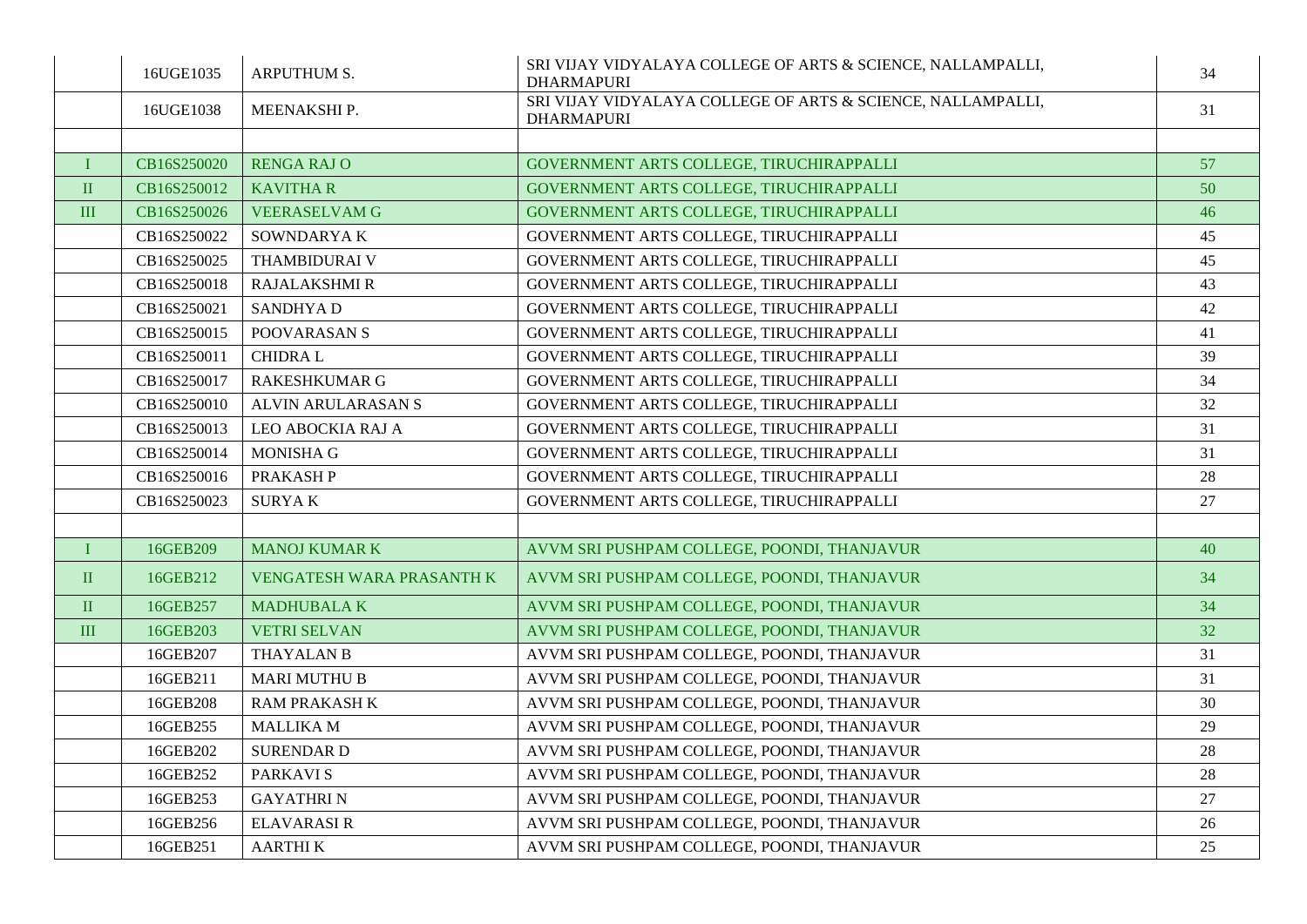|  |  |  |  |  |
|---|---|---|---|---|
|  | 16UGE1035 | ARPUTHUM S. | SRI VIJAY VIDYALAYA COLLEGE OF ARTS & SCIENCE, NALLAMPALLI, DHARMAPURI | 34 |
|  | 16UGE1038 | MEENAKSHI P. | SRI VIJAY VIDYALAYA COLLEGE OF ARTS & SCIENCE, NALLAMPALLI, DHARMAPURI | 31 |
|  |  |  |  |  |
| I | CB16S250020 | RENGA RAJ O | GOVERNMENT ARTS COLLEGE, TIRUCHIRAPPALLI | 57 |
| II | CB16S250012 | KAVITHA R | GOVERNMENT ARTS COLLEGE, TIRUCHIRAPPALLI | 50 |
| III | CB16S250026 | VEERASELVAM G | GOVERNMENT ARTS COLLEGE, TIRUCHIRAPPALLI | 46 |
|  | CB16S250022 | SOWNDARYA K | GOVERNMENT ARTS COLLEGE, TIRUCHIRAPPALLI | 45 |
|  | CB16S250025 | THAMBIDURAI V | GOVERNMENT ARTS COLLEGE, TIRUCHIRAPPALLI | 45 |
|  | CB16S250018 | RAJALAKSHMI R | GOVERNMENT ARTS COLLEGE, TIRUCHIRAPPALLI | 43 |
|  | CB16S250021 | SANDHYA D | GOVERNMENT ARTS COLLEGE, TIRUCHIRAPPALLI | 42 |
|  | CB16S250015 | POOVARASAN S | GOVERNMENT ARTS COLLEGE, TIRUCHIRAPPALLI | 41 |
|  | CB16S250011 | CHIDRA L | GOVERNMENT ARTS COLLEGE, TIRUCHIRAPPALLI | 39 |
|  | CB16S250017 | RAKESHKUMAR G | GOVERNMENT ARTS COLLEGE, TIRUCHIRAPPALLI | 34 |
|  | CB16S250010 | ALVIN ARULARASAN S | GOVERNMENT ARTS COLLEGE, TIRUCHIRAPPALLI | 32 |
|  | CB16S250013 | LEO ABOCKIA RAJ A | GOVERNMENT ARTS COLLEGE, TIRUCHIRAPPALLI | 31 |
|  | CB16S250014 | MONISHA G | GOVERNMENT ARTS COLLEGE, TIRUCHIRAPPALLI | 31 |
|  | CB16S250016 | PRAKASH P | GOVERNMENT ARTS COLLEGE, TIRUCHIRAPPALLI | 28 |
|  | CB16S250023 | SURYA K | GOVERNMENT ARTS COLLEGE, TIRUCHIRAPPALLI | 27 |
|  |  |  |  |  |
| I | 16GEB209 | MANOJ KUMAR K | AVVM SRI PUSHPAM COLLEGE, POONDI, THANJAVUR | 40 |
| II | 16GEB212 | VENGATESH WARA PRASANTH K | AVVM SRI PUSHPAM COLLEGE, POONDI, THANJAVUR | 34 |
| II | 16GEB257 | MADHUBALA K | AVVM SRI PUSHPAM COLLEGE, POONDI, THANJAVUR | 34 |
| III | 16GEB203 | VETRI SELVAN | AVVM SRI PUSHPAM COLLEGE, POONDI, THANJAVUR | 32 |
|  | 16GEB207 | THAYALAN B | AVVM SRI PUSHPAM COLLEGE, POONDI, THANJAVUR | 31 |
|  | 16GEB211 | MARI MUTHU B | AVVM SRI PUSHPAM COLLEGE, POONDI, THANJAVUR | 31 |
|  | 16GEB208 | RAM PRAKASH K | AVVM SRI PUSHPAM COLLEGE, POONDI, THANJAVUR | 30 |
|  | 16GEB255 | MALLIKA M | AVVM SRI PUSHPAM COLLEGE, POONDI, THANJAVUR | 29 |
|  | 16GEB202 | SURENDAR D | AVVM SRI PUSHPAM COLLEGE, POONDI, THANJAVUR | 28 |
|  | 16GEB252 | PARKAVI S | AVVM SRI PUSHPAM COLLEGE, POONDI, THANJAVUR | 28 |
|  | 16GEB253 | GAYATHRI N | AVVM SRI PUSHPAM COLLEGE, POONDI, THANJAVUR | 27 |
|  | 16GEB256 | ELAVARASI R | AVVM SRI PUSHPAM COLLEGE, POONDI, THANJAVUR | 26 |
|  | 16GEB251 | AARTHI K | AVVM SRI PUSHPAM COLLEGE, POONDI, THANJAVUR | 25 |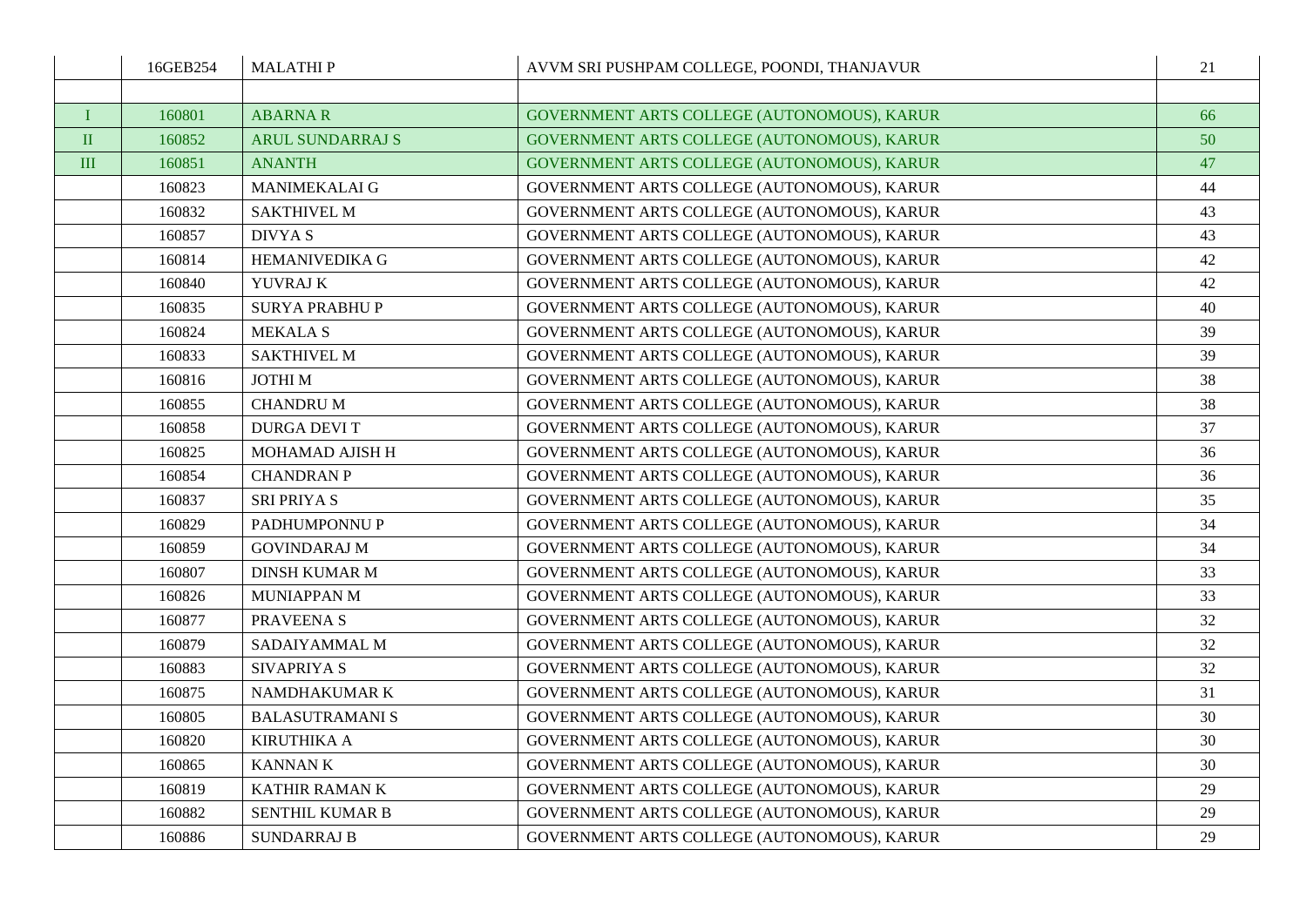|  |  |  |  |  |
|---|---|---|---|---|
|  | 16GEB254 | MALATHI P | AVVM SRI PUSHPAM COLLEGE, POONDI, THANJAVUR | 21 |
|  |  |  |  |  |
| I | 160801 | ABARNA R | GOVERNMENT ARTS COLLEGE (AUTONOMOUS), KARUR | 66 |
| II | 160852 | ARUL SUNDARRAJ S | GOVERNMENT ARTS COLLEGE (AUTONOMOUS), KARUR | 50 |
| III | 160851 | ANANTH | GOVERNMENT ARTS COLLEGE (AUTONOMOUS), KARUR | 47 |
|  | 160823 | MANIMEKALAI G | GOVERNMENT ARTS COLLEGE (AUTONOMOUS), KARUR | 44 |
|  | 160832 | SAKTHIVEL M | GOVERNMENT ARTS COLLEGE (AUTONOMOUS), KARUR | 43 |
|  | 160857 | DIVYA S | GOVERNMENT ARTS COLLEGE (AUTONOMOUS), KARUR | 43 |
|  | 160814 | HEMANIVEDIKA G | GOVERNMENT ARTS COLLEGE (AUTONOMOUS), KARUR | 42 |
|  | 160840 | YUVRAJ K | GOVERNMENT ARTS COLLEGE (AUTONOMOUS), KARUR | 42 |
|  | 160835 | SURYA PRABHU P | GOVERNMENT ARTS COLLEGE (AUTONOMOUS), KARUR | 40 |
|  | 160824 | MEKALA S | GOVERNMENT ARTS COLLEGE (AUTONOMOUS), KARUR | 39 |
|  | 160833 | SAKTHIVEL M | GOVERNMENT ARTS COLLEGE (AUTONOMOUS), KARUR | 39 |
|  | 160816 | JOTHI M | GOVERNMENT ARTS COLLEGE (AUTONOMOUS), KARUR | 38 |
|  | 160855 | CHANDRU M | GOVERNMENT ARTS COLLEGE (AUTONOMOUS), KARUR | 38 |
|  | 160858 | DURGA DEVI T | GOVERNMENT ARTS COLLEGE (AUTONOMOUS), KARUR | 37 |
|  | 160825 | MOHAMAD AJISH H | GOVERNMENT ARTS COLLEGE (AUTONOMOUS), KARUR | 36 |
|  | 160854 | CHANDRAN P | GOVERNMENT ARTS COLLEGE (AUTONOMOUS), KARUR | 36 |
|  | 160837 | SRI PRIYA S | GOVERNMENT ARTS COLLEGE (AUTONOMOUS), KARUR | 35 |
|  | 160829 | PADHUMPONNU P | GOVERNMENT ARTS COLLEGE (AUTONOMOUS), KARUR | 34 |
|  | 160859 | GOVINDARAJ M | GOVERNMENT ARTS COLLEGE (AUTONOMOUS), KARUR | 34 |
|  | 160807 | DINSH KUMAR M | GOVERNMENT ARTS COLLEGE (AUTONOMOUS), KARUR | 33 |
|  | 160826 | MUNIAPPAN M | GOVERNMENT ARTS COLLEGE (AUTONOMOUS), KARUR | 33 |
|  | 160877 | PRAVEENA S | GOVERNMENT ARTS COLLEGE (AUTONOMOUS), KARUR | 32 |
|  | 160879 | SADAIYAMMAL M | GOVERNMENT ARTS COLLEGE (AUTONOMOUS), KARUR | 32 |
|  | 160883 | SIVAPRIYA S | GOVERNMENT ARTS COLLEGE (AUTONOMOUS), KARUR | 32 |
|  | 160875 | NAMDHAKUMAR K | GOVERNMENT ARTS COLLEGE (AUTONOMOUS), KARUR | 31 |
|  | 160805 | BALASUTRAMANI S | GOVERNMENT ARTS COLLEGE (AUTONOMOUS), KARUR | 30 |
|  | 160820 | KIRUTHIKA A | GOVERNMENT ARTS COLLEGE (AUTONOMOUS), KARUR | 30 |
|  | 160865 | KANNAN K | GOVERNMENT ARTS COLLEGE (AUTONOMOUS), KARUR | 30 |
|  | 160819 | KATHIR RAMAN K | GOVERNMENT ARTS COLLEGE (AUTONOMOUS), KARUR | 29 |
|  | 160882 | SENTHIL KUMAR B | GOVERNMENT ARTS COLLEGE (AUTONOMOUS), KARUR | 29 |
|  | 160886 | SUNDARRAJ B | GOVERNMENT ARTS COLLEGE (AUTONOMOUS), KARUR | 29 |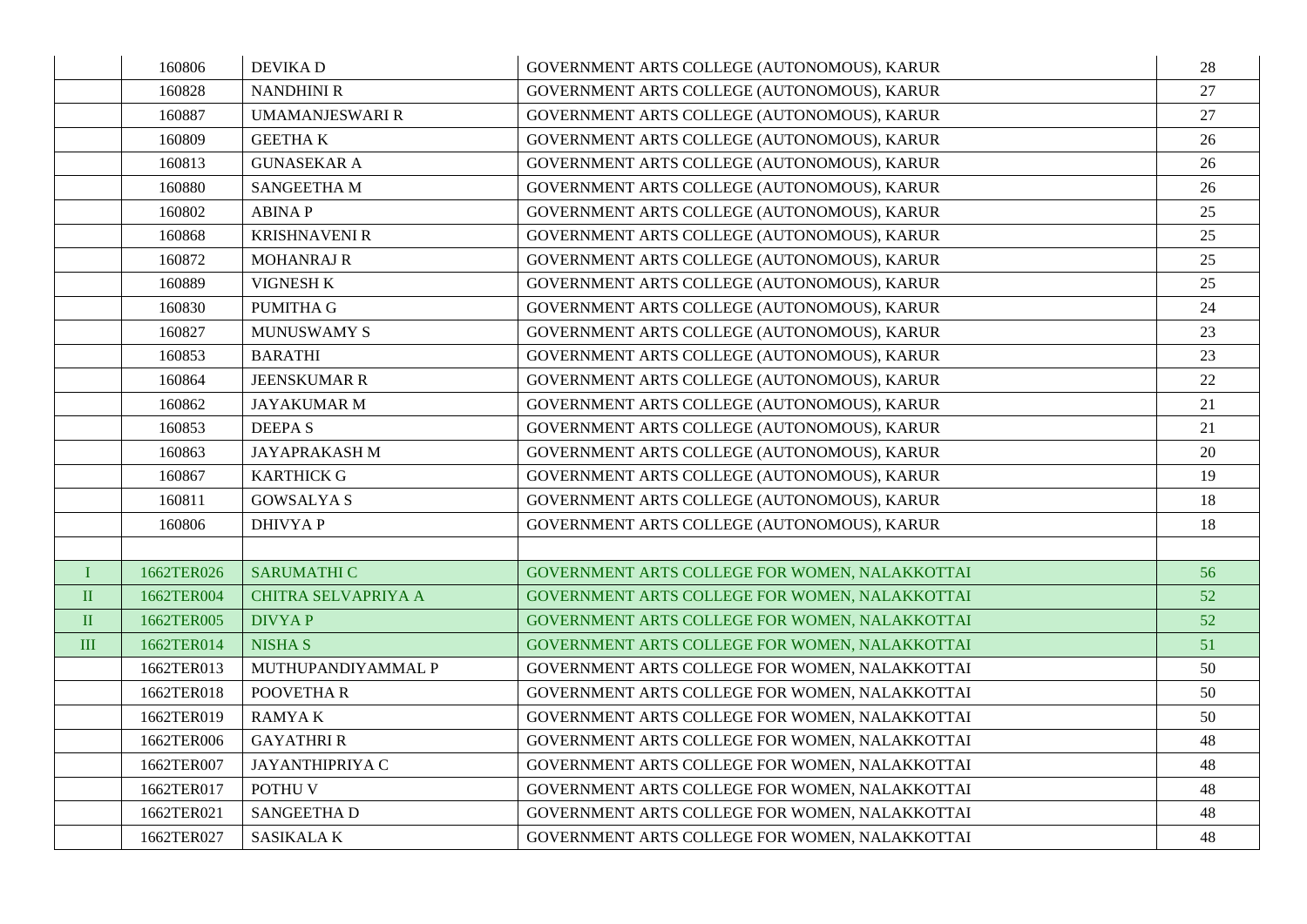|  |  |  |  |  |
|---|---|---|---|---|
|  | 160806 | DEVIKA D | GOVERNMENT ARTS COLLEGE (AUTONOMOUS), KARUR | 28 |
|  | 160828 | NANDHINI R | GOVERNMENT ARTS COLLEGE (AUTONOMOUS), KARUR | 27 |
|  | 160887 | UMAMANJESWARI R | GOVERNMENT ARTS COLLEGE (AUTONOMOUS), KARUR | 27 |
|  | 160809 | GEETHA K | GOVERNMENT ARTS COLLEGE (AUTONOMOUS), KARUR | 26 |
|  | 160813 | GUNASEKAR A | GOVERNMENT ARTS COLLEGE (AUTONOMOUS), KARUR | 26 |
|  | 160880 | SANGEETHA M | GOVERNMENT ARTS COLLEGE (AUTONOMOUS), KARUR | 26 |
|  | 160802 | ABINA P | GOVERNMENT ARTS COLLEGE (AUTONOMOUS), KARUR | 25 |
|  | 160868 | KRISHNAVENI R | GOVERNMENT ARTS COLLEGE (AUTONOMOUS), KARUR | 25 |
|  | 160872 | MOHANRAJ R | GOVERNMENT ARTS COLLEGE (AUTONOMOUS), KARUR | 25 |
|  | 160889 | VIGNESH K | GOVERNMENT ARTS COLLEGE (AUTONOMOUS), KARUR | 25 |
|  | 160830 | PUMITHA G | GOVERNMENT ARTS COLLEGE (AUTONOMOUS), KARUR | 24 |
|  | 160827 | MUNUSWAMY S | GOVERNMENT ARTS COLLEGE (AUTONOMOUS), KARUR | 23 |
|  | 160853 | BARATHI | GOVERNMENT ARTS COLLEGE (AUTONOMOUS), KARUR | 23 |
|  | 160864 | JEENSKUMAR R | GOVERNMENT ARTS COLLEGE (AUTONOMOUS), KARUR | 22 |
|  | 160862 | JAYAKUMAR M | GOVERNMENT ARTS COLLEGE (AUTONOMOUS), KARUR | 21 |
|  | 160853 | DEEPA S | GOVERNMENT ARTS COLLEGE (AUTONOMOUS), KARUR | 21 |
|  | 160863 | JAYAPRAKASH M | GOVERNMENT ARTS COLLEGE (AUTONOMOUS), KARUR | 20 |
|  | 160867 | KARTHICK G | GOVERNMENT ARTS COLLEGE (AUTONOMOUS), KARUR | 19 |
|  | 160811 | GOWSALYA S | GOVERNMENT ARTS COLLEGE (AUTONOMOUS), KARUR | 18 |
|  | 160806 | DHIVYA P | GOVERNMENT ARTS COLLEGE (AUTONOMOUS), KARUR | 18 |
|  |  |  |  |  |
| I | 1662TER026 | SARUMATHI C | GOVERNMENT ARTS COLLEGE FOR WOMEN, NALAKKOTTAI | 56 |
| II | 1662TER004 | CHITRA SELVAPRIYA A | GOVERNMENT ARTS COLLEGE FOR WOMEN, NALAKKOTTAI | 52 |
| II | 1662TER005 | DIVYA P | GOVERNMENT ARTS COLLEGE FOR WOMEN, NALAKKOTTAI | 52 |
| III | 1662TER014 | NISHA S | GOVERNMENT ARTS COLLEGE FOR WOMEN, NALAKKOTTAI | 51 |
|  | 1662TER013 | MUTHUPANDIYAMMAL P | GOVERNMENT ARTS COLLEGE FOR WOMEN, NALAKKOTTAI | 50 |
|  | 1662TER018 | POOVETHA R | GOVERNMENT ARTS COLLEGE FOR WOMEN, NALAKKOTTAI | 50 |
|  | 1662TER019 | RAMYA K | GOVERNMENT ARTS COLLEGE FOR WOMEN, NALAKKOTTAI | 50 |
|  | 1662TER006 | GAYATHRI R | GOVERNMENT ARTS COLLEGE FOR WOMEN, NALAKKOTTAI | 48 |
|  | 1662TER007 | JAYANTHIPRIYA C | GOVERNMENT ARTS COLLEGE FOR WOMEN, NALAKKOTTAI | 48 |
|  | 1662TER017 | POTHU V | GOVERNMENT ARTS COLLEGE FOR WOMEN, NALAKKOTTAI | 48 |
|  | 1662TER021 | SANGEETHA D | GOVERNMENT ARTS COLLEGE FOR WOMEN, NALAKKOTTAI | 48 |
|  | 1662TER027 | SASIKALA K | GOVERNMENT ARTS COLLEGE FOR WOMEN, NALAKKOTTAI | 48 |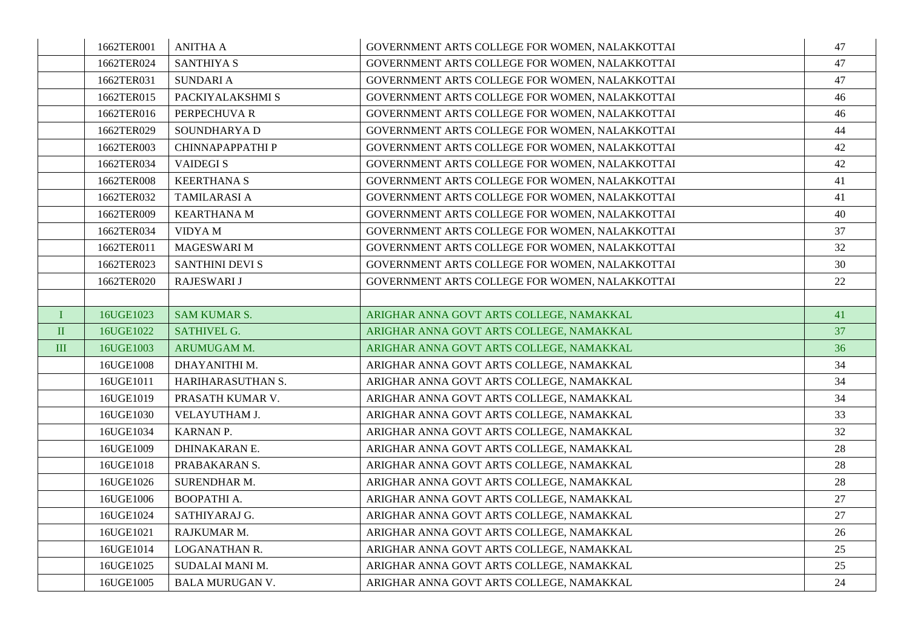| | | | | |
|---|---|---|---|---|
| | 1662TER001 | ANITHA A | GOVERNMENT ARTS COLLEGE FOR WOMEN, NALAKKOTTAI | 47 |
| | 1662TER024 | SANTHIYA S | GOVERNMENT ARTS COLLEGE FOR WOMEN, NALAKKOTTAI | 47 |
| | 1662TER031 | SUNDARI A | GOVERNMENT ARTS COLLEGE FOR WOMEN, NALAKKOTTAI | 47 |
| | 1662TER015 | PACKIYALAKSHMI S | GOVERNMENT ARTS COLLEGE FOR WOMEN, NALAKKOTTAI | 46 |
| | 1662TER016 | PERPECHUVA R | GOVERNMENT ARTS COLLEGE FOR WOMEN, NALAKKOTTAI | 46 |
| | 1662TER029 | SOUNDHARYA D | GOVERNMENT ARTS COLLEGE FOR WOMEN, NALAKKOTTAI | 44 |
| | 1662TER003 | CHINNAPAPPATHI P | GOVERNMENT ARTS COLLEGE FOR WOMEN, NALAKKOTTAI | 42 |
| | 1662TER034 | VAIDEGI S | GOVERNMENT ARTS COLLEGE FOR WOMEN, NALAKKOTTAI | 42 |
| | 1662TER008 | KEERTHANA S | GOVERNMENT ARTS COLLEGE FOR WOMEN, NALAKKOTTAI | 41 |
| | 1662TER032 | TAMILARASI A | GOVERNMENT ARTS COLLEGE FOR WOMEN, NALAKKOTTAI | 41 |
| | 1662TER009 | KEARTHANA M | GOVERNMENT ARTS COLLEGE FOR WOMEN, NALAKKOTTAI | 40 |
| | 1662TER034 | VIDYA M | GOVERNMENT ARTS COLLEGE FOR WOMEN, NALAKKOTTAI | 37 |
| | 1662TER011 | MAGESWARI M | GOVERNMENT ARTS COLLEGE FOR WOMEN, NALAKKOTTAI | 32 |
| | 1662TER023 | SANTHINI DEVI S | GOVERNMENT ARTS COLLEGE FOR WOMEN, NALAKKOTTAI | 30 |
| | 1662TER020 | RAJESWARI J | GOVERNMENT ARTS COLLEGE FOR WOMEN, NALAKKOTTAI | 22 |
| | | | | |
| I | 16UGE1023 | SAM KUMAR S. | ARIGHAR ANNA GOVT ARTS COLLEGE, NAMAKKAL | 41 |
| II | 16UGE1022 | SATHIVEL G. | ARIGHAR ANNA GOVT ARTS COLLEGE, NAMAKKAL | 37 |
| III | 16UGE1003 | ARUMUGAM M. | ARIGHAR ANNA GOVT ARTS COLLEGE, NAMAKKAL | 36 |
| | 16UGE1008 | DHAYANITHI M. | ARIGHAR ANNA GOVT ARTS COLLEGE, NAMAKKAL | 34 |
| | 16UGE1011 | HARIHARASUTHAN S. | ARIGHAR ANNA GOVT ARTS COLLEGE, NAMAKKAL | 34 |
| | 16UGE1019 | PRASATH KUMAR V. | ARIGHAR ANNA GOVT ARTS COLLEGE, NAMAKKAL | 34 |
| | 16UGE1030 | VELAYUTHAM J. | ARIGHAR ANNA GOVT ARTS COLLEGE, NAMAKKAL | 33 |
| | 16UGE1034 | KARNAN P. | ARIGHAR ANNA GOVT ARTS COLLEGE, NAMAKKAL | 32 |
| | 16UGE1009 | DHINAKARAN E. | ARIGHAR ANNA GOVT ARTS COLLEGE, NAMAKKAL | 28 |
| | 16UGE1018 | PRABAKARAN S. | ARIGHAR ANNA GOVT ARTS COLLEGE, NAMAKKAL | 28 |
| | 16UGE1026 | SURENDHAR M. | ARIGHAR ANNA GOVT ARTS COLLEGE, NAMAKKAL | 28 |
| | 16UGE1006 | BOOPATHI A. | ARIGHAR ANNA GOVT ARTS COLLEGE, NAMAKKAL | 27 |
| | 16UGE1024 | SATHIYARAJ G. | ARIGHAR ANNA GOVT ARTS COLLEGE, NAMAKKAL | 27 |
| | 16UGE1021 | RAJKUMAR M. | ARIGHAR ANNA GOVT ARTS COLLEGE, NAMAKKAL | 26 |
| | 16UGE1014 | LOGANATHAN R. | ARIGHAR ANNA GOVT ARTS COLLEGE, NAMAKKAL | 25 |
| | 16UGE1025 | SUDALAI MANI M. | ARIGHAR ANNA GOVT ARTS COLLEGE, NAMAKKAL | 25 |
| | 16UGE1005 | BALA MURUGAN V. | ARIGHAR ANNA GOVT ARTS COLLEGE, NAMAKKAL | 24 |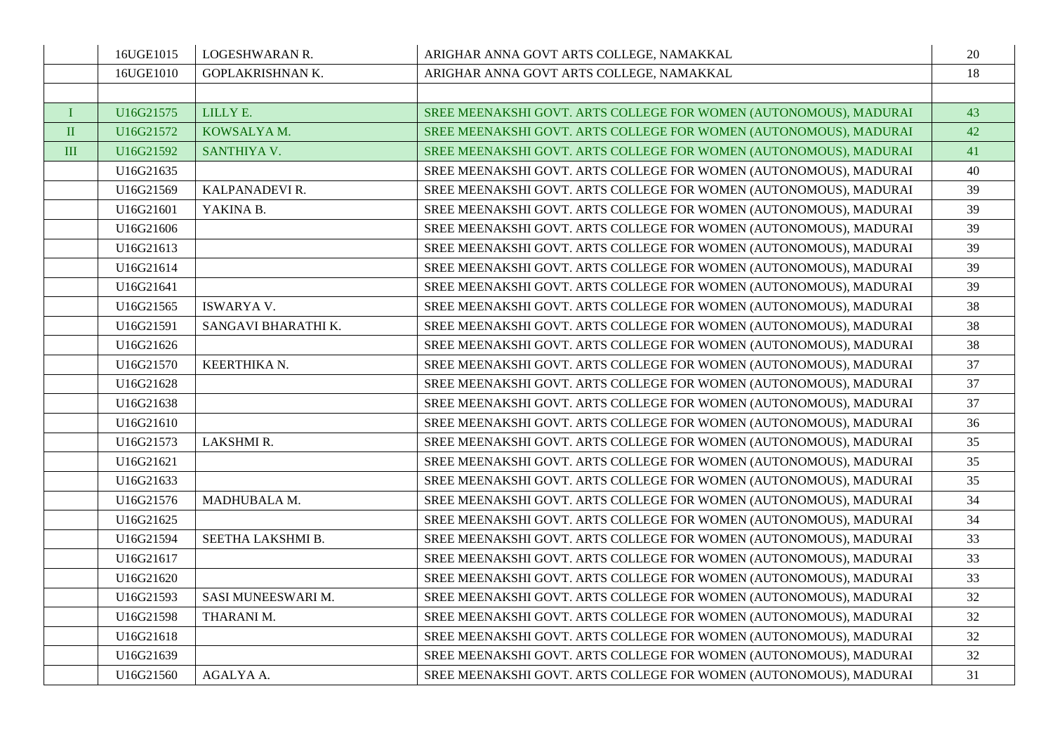|  |  |  |  |  |
|---|---|---|---|---|
|  | 16UGE1015 | LOGESHWARAN R. | ARIGHAR ANNA GOVT ARTS COLLEGE, NAMAKKAL | 20 |
|  | 16UGE1010 | GOPLAKRISHNAN K. | ARIGHAR ANNA GOVT ARTS COLLEGE, NAMAKKAL | 18 |
|  |  |  |  |  |
| I | U16G21575 | LILLY E. | SREE MEENAKSHI GOVT. ARTS COLLEGE FOR WOMEN (AUTONOMOUS), MADURAI | 43 |
| II | U16G21572 | KOWSALYA M. | SREE MEENAKSHI GOVT. ARTS COLLEGE FOR WOMEN (AUTONOMOUS), MADURAI | 42 |
| III | U16G21592 | SANTHIYA V. | SREE MEENAKSHI GOVT. ARTS COLLEGE FOR WOMEN (AUTONOMOUS), MADURAI | 41 |
|  | U16G21635 |  | SREE MEENAKSHI GOVT. ARTS COLLEGE FOR WOMEN (AUTONOMOUS), MADURAI | 40 |
|  | U16G21569 | KALPANADEVI R. | SREE MEENAKSHI GOVT. ARTS COLLEGE FOR WOMEN (AUTONOMOUS), MADURAI | 39 |
|  | U16G21601 | YAKINA B. | SREE MEENAKSHI GOVT. ARTS COLLEGE FOR WOMEN (AUTONOMOUS), MADURAI | 39 |
|  | U16G21606 |  | SREE MEENAKSHI GOVT. ARTS COLLEGE FOR WOMEN (AUTONOMOUS), MADURAI | 39 |
|  | U16G21613 |  | SREE MEENAKSHI GOVT. ARTS COLLEGE FOR WOMEN (AUTONOMOUS), MADURAI | 39 |
|  | U16G21614 |  | SREE MEENAKSHI GOVT. ARTS COLLEGE FOR WOMEN (AUTONOMOUS), MADURAI | 39 |
|  | U16G21641 |  | SREE MEENAKSHI GOVT. ARTS COLLEGE FOR WOMEN (AUTONOMOUS), MADURAI | 39 |
|  | U16G21565 | ISWARYA V. | SREE MEENAKSHI GOVT. ARTS COLLEGE FOR WOMEN (AUTONOMOUS), MADURAI | 38 |
|  | U16G21591 | SANGAVI BHARATHI K. | SREE MEENAKSHI GOVT. ARTS COLLEGE FOR WOMEN (AUTONOMOUS), MADURAI | 38 |
|  | U16G21626 |  | SREE MEENAKSHI GOVT. ARTS COLLEGE FOR WOMEN (AUTONOMOUS), MADURAI | 38 |
|  | U16G21570 | KEERTHIKA N. | SREE MEENAKSHI GOVT. ARTS COLLEGE FOR WOMEN (AUTONOMOUS), MADURAI | 37 |
|  | U16G21628 |  | SREE MEENAKSHI GOVT. ARTS COLLEGE FOR WOMEN (AUTONOMOUS), MADURAI | 37 |
|  | U16G21638 |  | SREE MEENAKSHI GOVT. ARTS COLLEGE FOR WOMEN (AUTONOMOUS), MADURAI | 37 |
|  | U16G21610 |  | SREE MEENAKSHI GOVT. ARTS COLLEGE FOR WOMEN (AUTONOMOUS), MADURAI | 36 |
|  | U16G21573 | LAKSHMI R. | SREE MEENAKSHI GOVT. ARTS COLLEGE FOR WOMEN (AUTONOMOUS), MADURAI | 35 |
|  | U16G21621 |  | SREE MEENAKSHI GOVT. ARTS COLLEGE FOR WOMEN (AUTONOMOUS), MADURAI | 35 |
|  | U16G21633 |  | SREE MEENAKSHI GOVT. ARTS COLLEGE FOR WOMEN (AUTONOMOUS), MADURAI | 35 |
|  | U16G21576 | MADHUBALA M. | SREE MEENAKSHI GOVT. ARTS COLLEGE FOR WOMEN (AUTONOMOUS), MADURAI | 34 |
|  | U16G21625 |  | SREE MEENAKSHI GOVT. ARTS COLLEGE FOR WOMEN (AUTONOMOUS), MADURAI | 34 |
|  | U16G21594 | SEETHA LAKSHMI B. | SREE MEENAKSHI GOVT. ARTS COLLEGE FOR WOMEN (AUTONOMOUS), MADURAI | 33 |
|  | U16G21617 |  | SREE MEENAKSHI GOVT. ARTS COLLEGE FOR WOMEN (AUTONOMOUS), MADURAI | 33 |
|  | U16G21620 |  | SREE MEENAKSHI GOVT. ARTS COLLEGE FOR WOMEN (AUTONOMOUS), MADURAI | 33 |
|  | U16G21593 | SASI MUNEESWARI M. | SREE MEENAKSHI GOVT. ARTS COLLEGE FOR WOMEN (AUTONOMOUS), MADURAI | 32 |
|  | U16G21598 | THARANI M. | SREE MEENAKSHI GOVT. ARTS COLLEGE FOR WOMEN (AUTONOMOUS), MADURAI | 32 |
|  | U16G21618 |  | SREE MEENAKSHI GOVT. ARTS COLLEGE FOR WOMEN (AUTONOMOUS), MADURAI | 32 |
|  | U16G21639 |  | SREE MEENAKSHI GOVT. ARTS COLLEGE FOR WOMEN (AUTONOMOUS), MADURAI | 32 |
|  | U16G21560 | AGALYA A. | SREE MEENAKSHI GOVT. ARTS COLLEGE FOR WOMEN (AUTONOMOUS), MADURAI | 31 |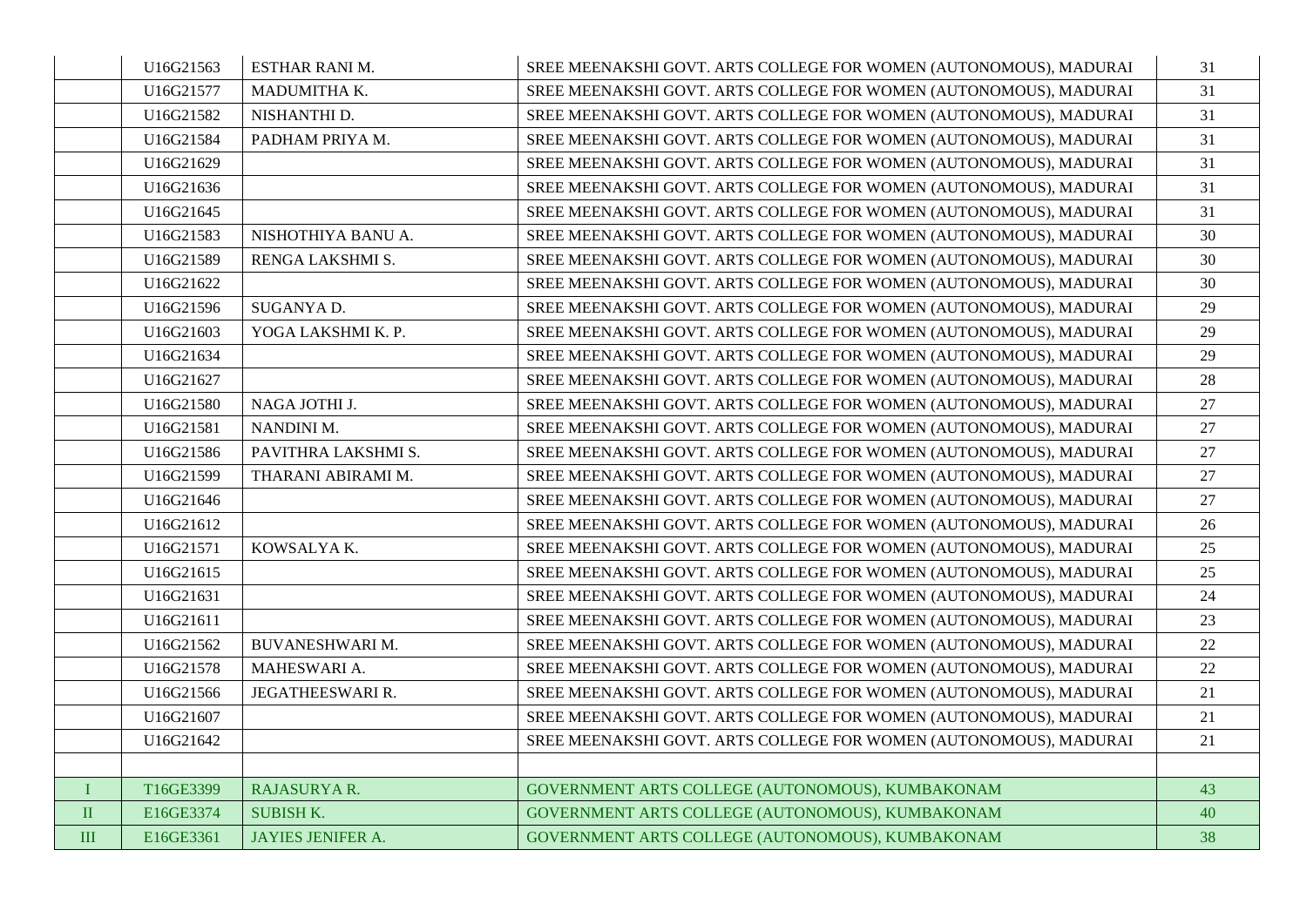| | | | | |
|---|---|---|---|---|
| | U16G21563 | ESTHAR RANI M. | SREE MEENAKSHI GOVT. ARTS COLLEGE FOR WOMEN (AUTONOMOUS), MADURAI | 31 |
| | U16G21577 | MADUMITHA K. | SREE MEENAKSHI GOVT. ARTS COLLEGE FOR WOMEN (AUTONOMOUS), MADURAI | 31 |
| | U16G21582 | NISHANTHI D. | SREE MEENAKSHI GOVT. ARTS COLLEGE FOR WOMEN (AUTONOMOUS), MADURAI | 31 |
| | U16G21584 | PADHAM PRIYA M. | SREE MEENAKSHI GOVT. ARTS COLLEGE FOR WOMEN (AUTONOMOUS), MADURAI | 31 |
| | U16G21629 | | SREE MEENAKSHI GOVT. ARTS COLLEGE FOR WOMEN (AUTONOMOUS), MADURAI | 31 |
| | U16G21636 | | SREE MEENAKSHI GOVT. ARTS COLLEGE FOR WOMEN (AUTONOMOUS), MADURAI | 31 |
| | U16G21645 | | SREE MEENAKSHI GOVT. ARTS COLLEGE FOR WOMEN (AUTONOMOUS), MADURAI | 31 |
| | U16G21583 | NISHOTHIYA BANU A. | SREE MEENAKSHI GOVT. ARTS COLLEGE FOR WOMEN (AUTONOMOUS), MADURAI | 30 |
| | U16G21589 | RENGA LAKSHMI S. | SREE MEENAKSHI GOVT. ARTS COLLEGE FOR WOMEN (AUTONOMOUS), MADURAI | 30 |
| | U16G21622 | | SREE MEENAKSHI GOVT. ARTS COLLEGE FOR WOMEN (AUTONOMOUS), MADURAI | 30 |
| | U16G21596 | SUGANYA D. | SREE MEENAKSHI GOVT. ARTS COLLEGE FOR WOMEN (AUTONOMOUS), MADURAI | 29 |
| | U16G21603 | YOGA LAKSHMI K. P. | SREE MEENAKSHI GOVT. ARTS COLLEGE FOR WOMEN (AUTONOMOUS), MADURAI | 29 |
| | U16G21634 | | SREE MEENAKSHI GOVT. ARTS COLLEGE FOR WOMEN (AUTONOMOUS), MADURAI | 29 |
| | U16G21627 | | SREE MEENAKSHI GOVT. ARTS COLLEGE FOR WOMEN (AUTONOMOUS), MADURAI | 28 |
| | U16G21580 | NAGA JOTHI J. | SREE MEENAKSHI GOVT. ARTS COLLEGE FOR WOMEN (AUTONOMOUS), MADURAI | 27 |
| | U16G21581 | NANDINI M. | SREE MEENAKSHI GOVT. ARTS COLLEGE FOR WOMEN (AUTONOMOUS), MADURAI | 27 |
| | U16G21586 | PAVITHRA LAKSHMI S. | SREE MEENAKSHI GOVT. ARTS COLLEGE FOR WOMEN (AUTONOMOUS), MADURAI | 27 |
| | U16G21599 | THARANI ABIRAMI M. | SREE MEENAKSHI GOVT. ARTS COLLEGE FOR WOMEN (AUTONOMOUS), MADURAI | 27 |
| | U16G21646 | | SREE MEENAKSHI GOVT. ARTS COLLEGE FOR WOMEN (AUTONOMOUS), MADURAI | 27 |
| | U16G21612 | | SREE MEENAKSHI GOVT. ARTS COLLEGE FOR WOMEN (AUTONOMOUS), MADURAI | 26 |
| | U16G21571 | KOWSALYA K. | SREE MEENAKSHI GOVT. ARTS COLLEGE FOR WOMEN (AUTONOMOUS), MADURAI | 25 |
| | U16G21615 | | SREE MEENAKSHI GOVT. ARTS COLLEGE FOR WOMEN (AUTONOMOUS), MADURAI | 25 |
| | U16G21631 | | SREE MEENAKSHI GOVT. ARTS COLLEGE FOR WOMEN (AUTONOMOUS), MADURAI | 24 |
| | U16G21611 | | SREE MEENAKSHI GOVT. ARTS COLLEGE FOR WOMEN (AUTONOMOUS), MADURAI | 23 |
| | U16G21562 | BUVANESHWARI M. | SREE MEENAKSHI GOVT. ARTS COLLEGE FOR WOMEN (AUTONOMOUS), MADURAI | 22 |
| | U16G21578 | MAHESWARI A. | SREE MEENAKSHI GOVT. ARTS COLLEGE FOR WOMEN (AUTONOMOUS), MADURAI | 22 |
| | U16G21566 | JEGATHEESWARI R. | SREE MEENAKSHI GOVT. ARTS COLLEGE FOR WOMEN (AUTONOMOUS), MADURAI | 21 |
| | U16G21607 | | SREE MEENAKSHI GOVT. ARTS COLLEGE FOR WOMEN (AUTONOMOUS), MADURAI | 21 |
| | U16G21642 | | SREE MEENAKSHI GOVT. ARTS COLLEGE FOR WOMEN (AUTONOMOUS), MADURAI | 21 |
| | | | | |
| I | T16GE3399 | RAJASURYA R. | GOVERNMENT ARTS COLLEGE (AUTONOMOUS), KUMBAKONAM | 43 |
| II | E16GE3374 | SUBISH K. | GOVERNMENT ARTS COLLEGE (AUTONOMOUS), KUMBAKONAM | 40 |
| III | E16GE3361 | JAYIES JENIFER A. | GOVERNMENT ARTS COLLEGE (AUTONOMOUS), KUMBAKONAM | 38 |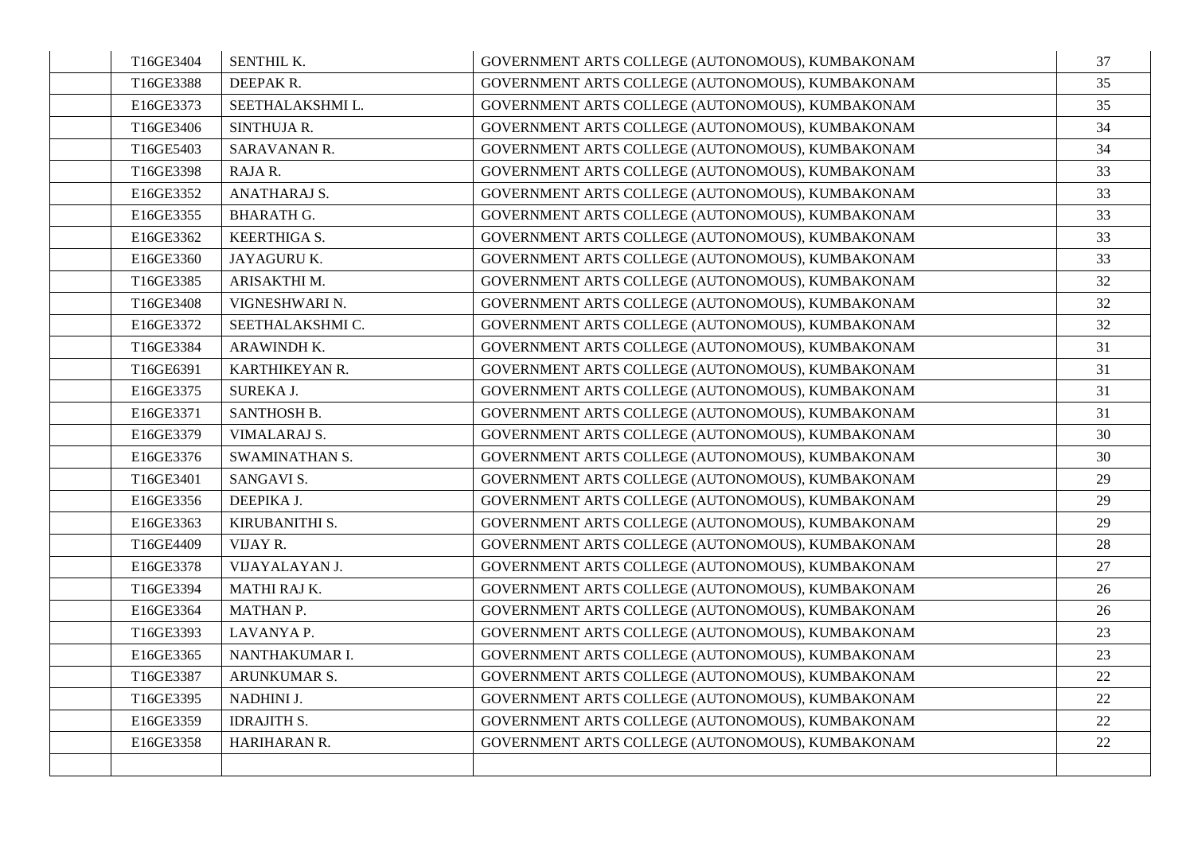| | | | | |
|---|---|---|---|---|
| | T16GE3404 | SENTHIL K. | GOVERNMENT ARTS COLLEGE (AUTONOMOUS), KUMBAKONAM | 37 |
| | T16GE3388 | DEEPAK R. | GOVERNMENT ARTS COLLEGE (AUTONOMOUS), KUMBAKONAM | 35 |
| | E16GE3373 | SEETHALAKSHMI L. | GOVERNMENT ARTS COLLEGE (AUTONOMOUS), KUMBAKONAM | 35 |
| | T16GE3406 | SINTHUJA R. | GOVERNMENT ARTS COLLEGE (AUTONOMOUS), KUMBAKONAM | 34 |
| | T16GE5403 | SARAVANAN R. | GOVERNMENT ARTS COLLEGE (AUTONOMOUS), KUMBAKONAM | 34 |
| | T16GE3398 | RAJA R. | GOVERNMENT ARTS COLLEGE (AUTONOMOUS), KUMBAKONAM | 33 |
| | E16GE3352 | ANATHARAJ S. | GOVERNMENT ARTS COLLEGE (AUTONOMOUS), KUMBAKONAM | 33 |
| | E16GE3355 | BHARATH G. | GOVERNMENT ARTS COLLEGE (AUTONOMOUS), KUMBAKONAM | 33 |
| | E16GE3362 | KEERTHIGA S. | GOVERNMENT ARTS COLLEGE (AUTONOMOUS), KUMBAKONAM | 33 |
| | E16GE3360 | JAYAGURU K. | GOVERNMENT ARTS COLLEGE (AUTONOMOUS), KUMBAKONAM | 33 |
| | T16GE3385 | ARISAKTHI M. | GOVERNMENT ARTS COLLEGE (AUTONOMOUS), KUMBAKONAM | 32 |
| | T16GE3408 | VIGNESHWARI N. | GOVERNMENT ARTS COLLEGE (AUTONOMOUS), KUMBAKONAM | 32 |
| | E16GE3372 | SEETHALAKSHMI C. | GOVERNMENT ARTS COLLEGE (AUTONOMOUS), KUMBAKONAM | 32 |
| | T16GE3384 | ARAWINDH K. | GOVERNMENT ARTS COLLEGE (AUTONOMOUS), KUMBAKONAM | 31 |
| | T16GE6391 | KARTHIKEYAN R. | GOVERNMENT ARTS COLLEGE (AUTONOMOUS), KUMBAKONAM | 31 |
| | E16GE3375 | SUREKA J. | GOVERNMENT ARTS COLLEGE (AUTONOMOUS), KUMBAKONAM | 31 |
| | E16GE3371 | SANTHOSH B. | GOVERNMENT ARTS COLLEGE (AUTONOMOUS), KUMBAKONAM | 31 |
| | E16GE3379 | VIMALARAJ S. | GOVERNMENT ARTS COLLEGE (AUTONOMOUS), KUMBAKONAM | 30 |
| | E16GE3376 | SWAMINATHAN S. | GOVERNMENT ARTS COLLEGE (AUTONOMOUS), KUMBAKONAM | 30 |
| | T16GE3401 | SANGAVI S. | GOVERNMENT ARTS COLLEGE (AUTONOMOUS), KUMBAKONAM | 29 |
| | E16GE3356 | DEEPIKA J. | GOVERNMENT ARTS COLLEGE (AUTONOMOUS), KUMBAKONAM | 29 |
| | E16GE3363 | KIRUBANITHI S. | GOVERNMENT ARTS COLLEGE (AUTONOMOUS), KUMBAKONAM | 29 |
| | T16GE4409 | VIJAY R. | GOVERNMENT ARTS COLLEGE (AUTONOMOUS), KUMBAKONAM | 28 |
| | E16GE3378 | VIJAYALAYAN J. | GOVERNMENT ARTS COLLEGE (AUTONOMOUS), KUMBAKONAM | 27 |
| | T16GE3394 | MATHI RAJ K. | GOVERNMENT ARTS COLLEGE (AUTONOMOUS), KUMBAKONAM | 26 |
| | E16GE3364 | MATHAN P. | GOVERNMENT ARTS COLLEGE (AUTONOMOUS), KUMBAKONAM | 26 |
| | T16GE3393 | LAVANYA P. | GOVERNMENT ARTS COLLEGE (AUTONOMOUS), KUMBAKONAM | 23 |
| | E16GE3365 | NANTHAKUMAR I. | GOVERNMENT ARTS COLLEGE (AUTONOMOUS), KUMBAKONAM | 23 |
| | T16GE3387 | ARUNKUMAR S. | GOVERNMENT ARTS COLLEGE (AUTONOMOUS), KUMBAKONAM | 22 |
| | T16GE3395 | NADHINI J. | GOVERNMENT ARTS COLLEGE (AUTONOMOUS), KUMBAKONAM | 22 |
| | E16GE3359 | IDRAJITH S. | GOVERNMENT ARTS COLLEGE (AUTONOMOUS), KUMBAKONAM | 22 |
| | E16GE3358 | HARIHARAN R. | GOVERNMENT ARTS COLLEGE (AUTONOMOUS), KUMBAKONAM | 22 |
| | | | | |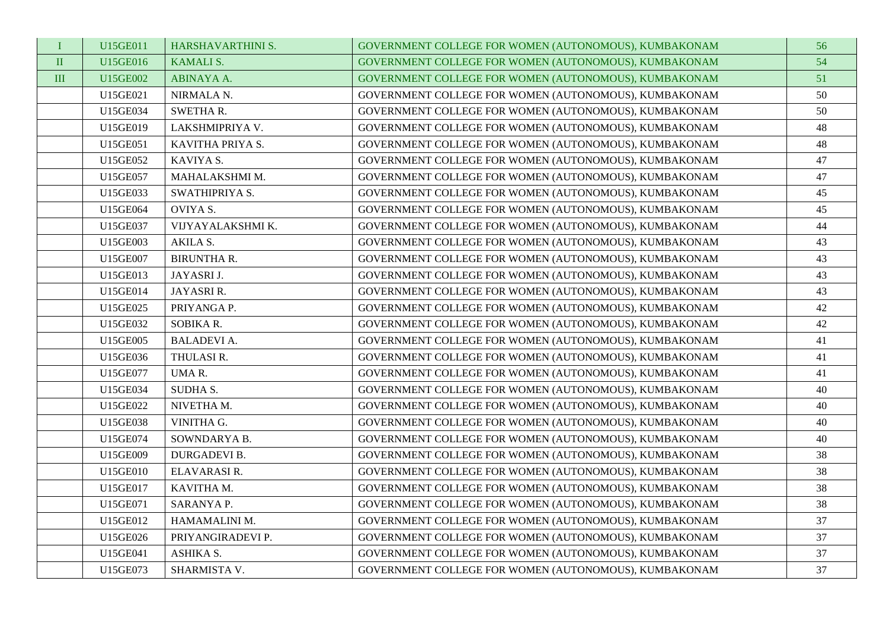| | | | | |
|---|---|---|---|---|
| I | U15GE011 | HARSHAVARTHINI S. | GOVERNMENT COLLEGE FOR WOMEN (AUTONOMOUS), KUMBAKONAM | 56 |
| II | U15GE016 | KAMALI S. | GOVERNMENT COLLEGE FOR WOMEN (AUTONOMOUS), KUMBAKONAM | 54 |
| III | U15GE002 | ABINAYA A. | GOVERNMENT COLLEGE FOR WOMEN (AUTONOMOUS), KUMBAKONAM | 51 |
| | U15GE021 | NIRMALA N. | GOVERNMENT COLLEGE FOR WOMEN (AUTONOMOUS), KUMBAKONAM | 50 |
| | U15GE034 | SWETHA R. | GOVERNMENT COLLEGE FOR WOMEN (AUTONOMOUS), KUMBAKONAM | 50 |
| | U15GE019 | LAKSHMIPRIYA V. | GOVERNMENT COLLEGE FOR WOMEN (AUTONOMOUS), KUMBAKONAM | 48 |
| | U15GE051 | KAVITHA PRIYA S. | GOVERNMENT COLLEGE FOR WOMEN (AUTONOMOUS), KUMBAKONAM | 48 |
| | U15GE052 | KAVIYA S. | GOVERNMENT COLLEGE FOR WOMEN (AUTONOMOUS), KUMBAKONAM | 47 |
| | U15GE057 | MAHALAKSHMI M. | GOVERNMENT COLLEGE FOR WOMEN (AUTONOMOUS), KUMBAKONAM | 47 |
| | U15GE033 | SWATHIPRIYA S. | GOVERNMENT COLLEGE FOR WOMEN (AUTONOMOUS), KUMBAKONAM | 45 |
| | U15GE064 | OVIYA S. | GOVERNMENT COLLEGE FOR WOMEN (AUTONOMOUS), KUMBAKONAM | 45 |
| | U15GE037 | VIJYAYALAKSHMI K. | GOVERNMENT COLLEGE FOR WOMEN (AUTONOMOUS), KUMBAKONAM | 44 |
| | U15GE003 | AKILA S. | GOVERNMENT COLLEGE FOR WOMEN (AUTONOMOUS), KUMBAKONAM | 43 |
| | U15GE007 | BIRUNTHA R. | GOVERNMENT COLLEGE FOR WOMEN (AUTONOMOUS), KUMBAKONAM | 43 |
| | U15GE013 | JAYASRI J. | GOVERNMENT COLLEGE FOR WOMEN (AUTONOMOUS), KUMBAKONAM | 43 |
| | U15GE014 | JAYASRI R. | GOVERNMENT COLLEGE FOR WOMEN (AUTONOMOUS), KUMBAKONAM | 43 |
| | U15GE025 | PRIYANGA P. | GOVERNMENT COLLEGE FOR WOMEN (AUTONOMOUS), KUMBAKONAM | 42 |
| | U15GE032 | SOBIKA R. | GOVERNMENT COLLEGE FOR WOMEN (AUTONOMOUS), KUMBAKONAM | 42 |
| | U15GE005 | BALADEVI A. | GOVERNMENT COLLEGE FOR WOMEN (AUTONOMOUS), KUMBAKONAM | 41 |
| | U15GE036 | THULASI R. | GOVERNMENT COLLEGE FOR WOMEN (AUTONOMOUS), KUMBAKONAM | 41 |
| | U15GE077 | UMA R. | GOVERNMENT COLLEGE FOR WOMEN (AUTONOMOUS), KUMBAKONAM | 41 |
| | U15GE034 | SUDHA S. | GOVERNMENT COLLEGE FOR WOMEN (AUTONOMOUS), KUMBAKONAM | 40 |
| | U15GE022 | NIVETHA M. | GOVERNMENT COLLEGE FOR WOMEN (AUTONOMOUS), KUMBAKONAM | 40 |
| | U15GE038 | VINITHA G. | GOVERNMENT COLLEGE FOR WOMEN (AUTONOMOUS), KUMBAKONAM | 40 |
| | U15GE074 | SOWNDARYA B. | GOVERNMENT COLLEGE FOR WOMEN (AUTONOMOUS), KUMBAKONAM | 40 |
| | U15GE009 | DURGADEVI B. | GOVERNMENT COLLEGE FOR WOMEN (AUTONOMOUS), KUMBAKONAM | 38 |
| | U15GE010 | ELAVARASI R. | GOVERNMENT COLLEGE FOR WOMEN (AUTONOMOUS), KUMBAKONAM | 38 |
| | U15GE017 | KAVITHA M. | GOVERNMENT COLLEGE FOR WOMEN (AUTONOMOUS), KUMBAKONAM | 38 |
| | U15GE071 | SARANYA P. | GOVERNMENT COLLEGE FOR WOMEN (AUTONOMOUS), KUMBAKONAM | 38 |
| | U15GE012 | HAMAMALINI M. | GOVERNMENT COLLEGE FOR WOMEN (AUTONOMOUS), KUMBAKONAM | 37 |
| | U15GE026 | PRIYANGIRADEVI P. | GOVERNMENT COLLEGE FOR WOMEN (AUTONOMOUS), KUMBAKONAM | 37 |
| | U15GE041 | ASHIKA S. | GOVERNMENT COLLEGE FOR WOMEN (AUTONOMOUS), KUMBAKONAM | 37 |
| | U15GE073 | SHARMISTA V. | GOVERNMENT COLLEGE FOR WOMEN (AUTONOMOUS), KUMBAKONAM | 37 |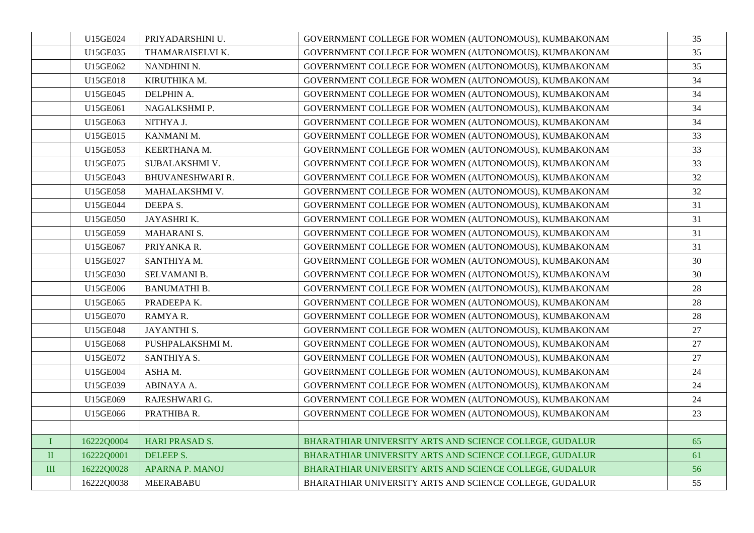| | | | | |
|---|---|---|---|---|
| | U15GE024 | PRIYADARSHINI U. | GOVERNMENT COLLEGE FOR WOMEN (AUTONOMOUS), KUMBAKONAM | 35 |
| | U15GE035 | THAMARAISELVI K. | GOVERNMENT COLLEGE FOR WOMEN (AUTONOMOUS), KUMBAKONAM | 35 |
| | U15GE062 | NANDHINI N. | GOVERNMENT COLLEGE FOR WOMEN (AUTONOMOUS), KUMBAKONAM | 35 |
| | U15GE018 | KIRUTHIKA M. | GOVERNMENT COLLEGE FOR WOMEN (AUTONOMOUS), KUMBAKONAM | 34 |
| | U15GE045 | DELPHIN A. | GOVERNMENT COLLEGE FOR WOMEN (AUTONOMOUS), KUMBAKONAM | 34 |
| | U15GE061 | NAGALKSHMI P. | GOVERNMENT COLLEGE FOR WOMEN (AUTONOMOUS), KUMBAKONAM | 34 |
| | U15GE063 | NITHYA J. | GOVERNMENT COLLEGE FOR WOMEN (AUTONOMOUS), KUMBAKONAM | 34 |
| | U15GE015 | KANMANI M. | GOVERNMENT COLLEGE FOR WOMEN (AUTONOMOUS), KUMBAKONAM | 33 |
| | U15GE053 | KEERTHANA M. | GOVERNMENT COLLEGE FOR WOMEN (AUTONOMOUS), KUMBAKONAM | 33 |
| | U15GE075 | SUBALAKSHMI V. | GOVERNMENT COLLEGE FOR WOMEN (AUTONOMOUS), KUMBAKONAM | 33 |
| | U15GE043 | BHUVANESHWARI R. | GOVERNMENT COLLEGE FOR WOMEN (AUTONOMOUS), KUMBAKONAM | 32 |
| | U15GE058 | MAHALAKSHMI V. | GOVERNMENT COLLEGE FOR WOMEN (AUTONOMOUS), KUMBAKONAM | 32 |
| | U15GE044 | DEEPA S. | GOVERNMENT COLLEGE FOR WOMEN (AUTONOMOUS), KUMBAKONAM | 31 |
| | U15GE050 | JAYASHRI K. | GOVERNMENT COLLEGE FOR WOMEN (AUTONOMOUS), KUMBAKONAM | 31 |
| | U15GE059 | MAHARANI S. | GOVERNMENT COLLEGE FOR WOMEN (AUTONOMOUS), KUMBAKONAM | 31 |
| | U15GE067 | PRIYANKA R. | GOVERNMENT COLLEGE FOR WOMEN (AUTONOMOUS), KUMBAKONAM | 31 |
| | U15GE027 | SANTHIYA M. | GOVERNMENT COLLEGE FOR WOMEN (AUTONOMOUS), KUMBAKONAM | 30 |
| | U15GE030 | SELVAMANI B. | GOVERNMENT COLLEGE FOR WOMEN (AUTONOMOUS), KUMBAKONAM | 30 |
| | U15GE006 | BANUMATHI B. | GOVERNMENT COLLEGE FOR WOMEN (AUTONOMOUS), KUMBAKONAM | 28 |
| | U15GE065 | PRADEEPA K. | GOVERNMENT COLLEGE FOR WOMEN (AUTONOMOUS), KUMBAKONAM | 28 |
| | U15GE070 | RAMYA R. | GOVERNMENT COLLEGE FOR WOMEN (AUTONOMOUS), KUMBAKONAM | 28 |
| | U15GE048 | JAYANTHI S. | GOVERNMENT COLLEGE FOR WOMEN (AUTONOMOUS), KUMBAKONAM | 27 |
| | U15GE068 | PUSHPALAKSHMI M. | GOVERNMENT COLLEGE FOR WOMEN (AUTONOMOUS), KUMBAKONAM | 27 |
| | U15GE072 | SANTHIYA S. | GOVERNMENT COLLEGE FOR WOMEN (AUTONOMOUS), KUMBAKONAM | 27 |
| | U15GE004 | ASHA M. | GOVERNMENT COLLEGE FOR WOMEN (AUTONOMOUS), KUMBAKONAM | 24 |
| | U15GE039 | ABINAYA A. | GOVERNMENT COLLEGE FOR WOMEN (AUTONOMOUS), KUMBAKONAM | 24 |
| | U15GE069 | RAJESHWARI G. | GOVERNMENT COLLEGE FOR WOMEN (AUTONOMOUS), KUMBAKONAM | 24 |
| | U15GE066 | PRATHIBA R. | GOVERNMENT COLLEGE FOR WOMEN (AUTONOMOUS), KUMBAKONAM | 23 |
| | | | | |
| I | 16222Q0004 | HARI PRASAD S. | BHARATHIAR UNIVERSITY ARTS AND SCIENCE COLLEGE, GUDALUR | 65 |
| II | 16222Q0001 | DELEEP S. | BHARATHIAR UNIVERSITY ARTS AND SCIENCE COLLEGE, GUDALUR | 61 |
| III | 16222Q0028 | APARNA P. MANOJ | BHARATHIAR UNIVERSITY ARTS AND SCIENCE COLLEGE, GUDALUR | 56 |
| | 16222Q0038 | MEERABABU | BHARATHIAR UNIVERSITY ARTS AND SCIENCE COLLEGE, GUDALUR | 55 |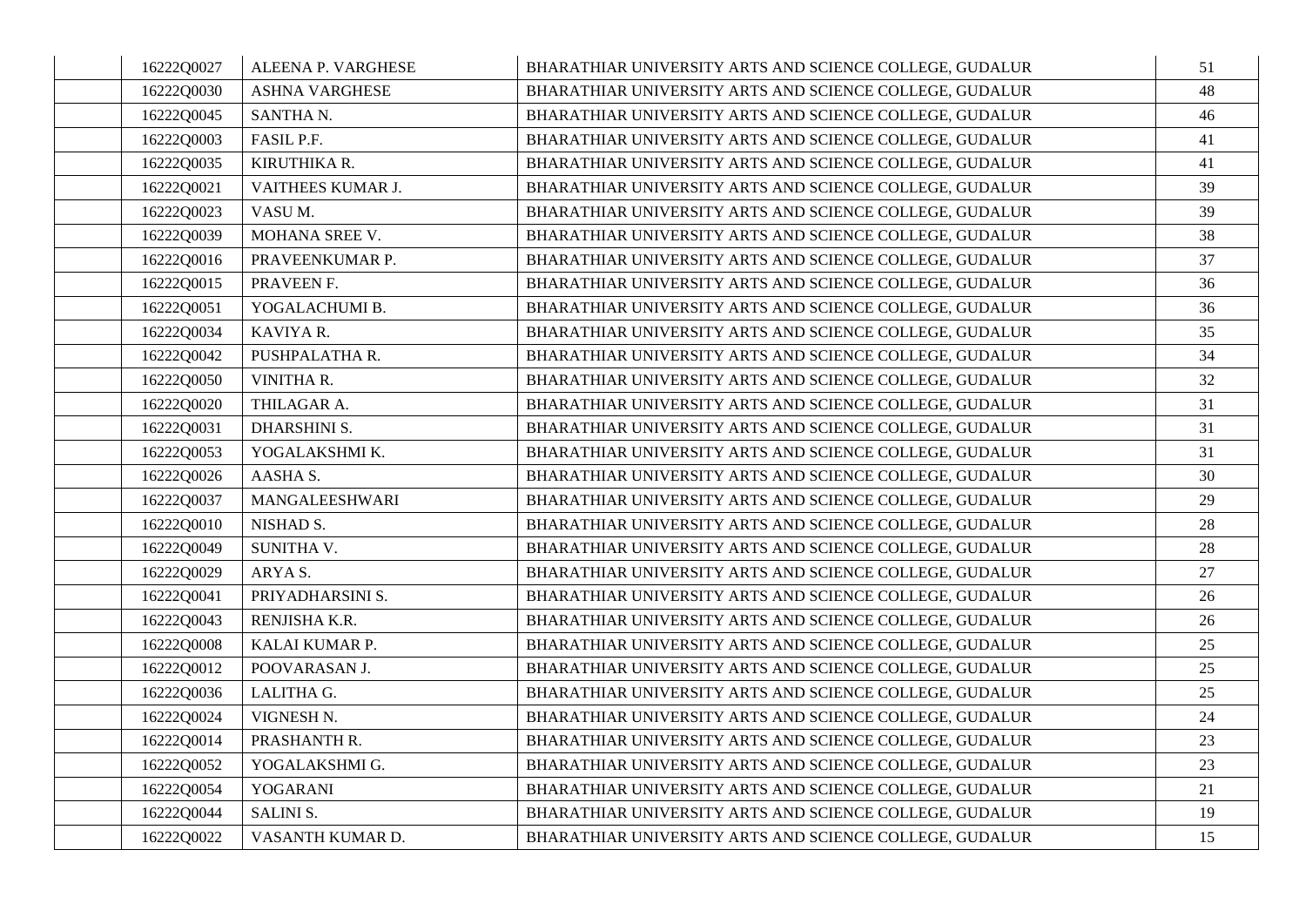| | | | | |
|---|---|---|---|---|
| | 16222Q0027 | ALEENA P. VARGHESE | BHARATHIAR UNIVERSITY ARTS AND SCIENCE COLLEGE, GUDALUR | 51 |
| | 16222Q0030 | ASHNA VARGHESE | BHARATHIAR UNIVERSITY ARTS AND SCIENCE COLLEGE, GUDALUR | 48 |
| | 16222Q0045 | SANTHA N. | BHARATHIAR UNIVERSITY ARTS AND SCIENCE COLLEGE, GUDALUR | 46 |
| | 16222Q0003 | FASIL P.F. | BHARATHIAR UNIVERSITY ARTS AND SCIENCE COLLEGE, GUDALUR | 41 |
| | 16222Q0035 | KIRUTHIKA R. | BHARATHIAR UNIVERSITY ARTS AND SCIENCE COLLEGE, GUDALUR | 41 |
| | 16222Q0021 | VAITHEES KUMAR J. | BHARATHIAR UNIVERSITY ARTS AND SCIENCE COLLEGE, GUDALUR | 39 |
| | 16222Q0023 | VASU M. | BHARATHIAR UNIVERSITY ARTS AND SCIENCE COLLEGE, GUDALUR | 39 |
| | 16222Q0039 | MOHANA SREE V. | BHARATHIAR UNIVERSITY ARTS AND SCIENCE COLLEGE, GUDALUR | 38 |
| | 16222Q0016 | PRAVEENKUMAR P. | BHARATHIAR UNIVERSITY ARTS AND SCIENCE COLLEGE, GUDALUR | 37 |
| | 16222Q0015 | PRAVEEN F. | BHARATHIAR UNIVERSITY ARTS AND SCIENCE COLLEGE, GUDALUR | 36 |
| | 16222Q0051 | YOGALACHUMI B. | BHARATHIAR UNIVERSITY ARTS AND SCIENCE COLLEGE, GUDALUR | 36 |
| | 16222Q0034 | KAVIYA R. | BHARATHIAR UNIVERSITY ARTS AND SCIENCE COLLEGE, GUDALUR | 35 |
| | 16222Q0042 | PUSHPALATHA R. | BHARATHIAR UNIVERSITY ARTS AND SCIENCE COLLEGE, GUDALUR | 34 |
| | 16222Q0050 | VINITHA R. | BHARATHIAR UNIVERSITY ARTS AND SCIENCE COLLEGE, GUDALUR | 32 |
| | 16222Q0020 | THILAGAR A. | BHARATHIAR UNIVERSITY ARTS AND SCIENCE COLLEGE, GUDALUR | 31 |
| | 16222Q0031 | DHARSHINI S. | BHARATHIAR UNIVERSITY ARTS AND SCIENCE COLLEGE, GUDALUR | 31 |
| | 16222Q0053 | YOGALAKSHMI K. | BHARATHIAR UNIVERSITY ARTS AND SCIENCE COLLEGE, GUDALUR | 31 |
| | 16222Q0026 | AASHA S. | BHARATHIAR UNIVERSITY ARTS AND SCIENCE COLLEGE, GUDALUR | 30 |
| | 16222Q0037 | MANGALEESHWARI | BHARATHIAR UNIVERSITY ARTS AND SCIENCE COLLEGE, GUDALUR | 29 |
| | 16222Q0010 | NISHAD S. | BHARATHIAR UNIVERSITY ARTS AND SCIENCE COLLEGE, GUDALUR | 28 |
| | 16222Q0049 | SUNITHA V. | BHARATHIAR UNIVERSITY ARTS AND SCIENCE COLLEGE, GUDALUR | 28 |
| | 16222Q0029 | ARYA S. | BHARATHIAR UNIVERSITY ARTS AND SCIENCE COLLEGE, GUDALUR | 27 |
| | 16222Q0041 | PRIYADHARSINI S. | BHARATHIAR UNIVERSITY ARTS AND SCIENCE COLLEGE, GUDALUR | 26 |
| | 16222Q0043 | RENJISHA K.R. | BHARATHIAR UNIVERSITY ARTS AND SCIENCE COLLEGE, GUDALUR | 26 |
| | 16222Q0008 | KALAI KUMAR P. | BHARATHIAR UNIVERSITY ARTS AND SCIENCE COLLEGE, GUDALUR | 25 |
| | 16222Q0012 | POOVARASAN J. | BHARATHIAR UNIVERSITY ARTS AND SCIENCE COLLEGE, GUDALUR | 25 |
| | 16222Q0036 | LALITHA G. | BHARATHIAR UNIVERSITY ARTS AND SCIENCE COLLEGE, GUDALUR | 25 |
| | 16222Q0024 | VIGNESH N. | BHARATHIAR UNIVERSITY ARTS AND SCIENCE COLLEGE, GUDALUR | 24 |
| | 16222Q0014 | PRASHANTH R. | BHARATHIAR UNIVERSITY ARTS AND SCIENCE COLLEGE, GUDALUR | 23 |
| | 16222Q0052 | YOGALAKSHMI G. | BHARATHIAR UNIVERSITY ARTS AND SCIENCE COLLEGE, GUDALUR | 23 |
| | 16222Q0054 | YOGARANI | BHARATHIAR UNIVERSITY ARTS AND SCIENCE COLLEGE, GUDALUR | 21 |
| | 16222Q0044 | SALINI S. | BHARATHIAR UNIVERSITY ARTS AND SCIENCE COLLEGE, GUDALUR | 19 |
| | 16222Q0022 | VASANTH KUMAR D. | BHARATHIAR UNIVERSITY ARTS AND SCIENCE COLLEGE, GUDALUR | 15 |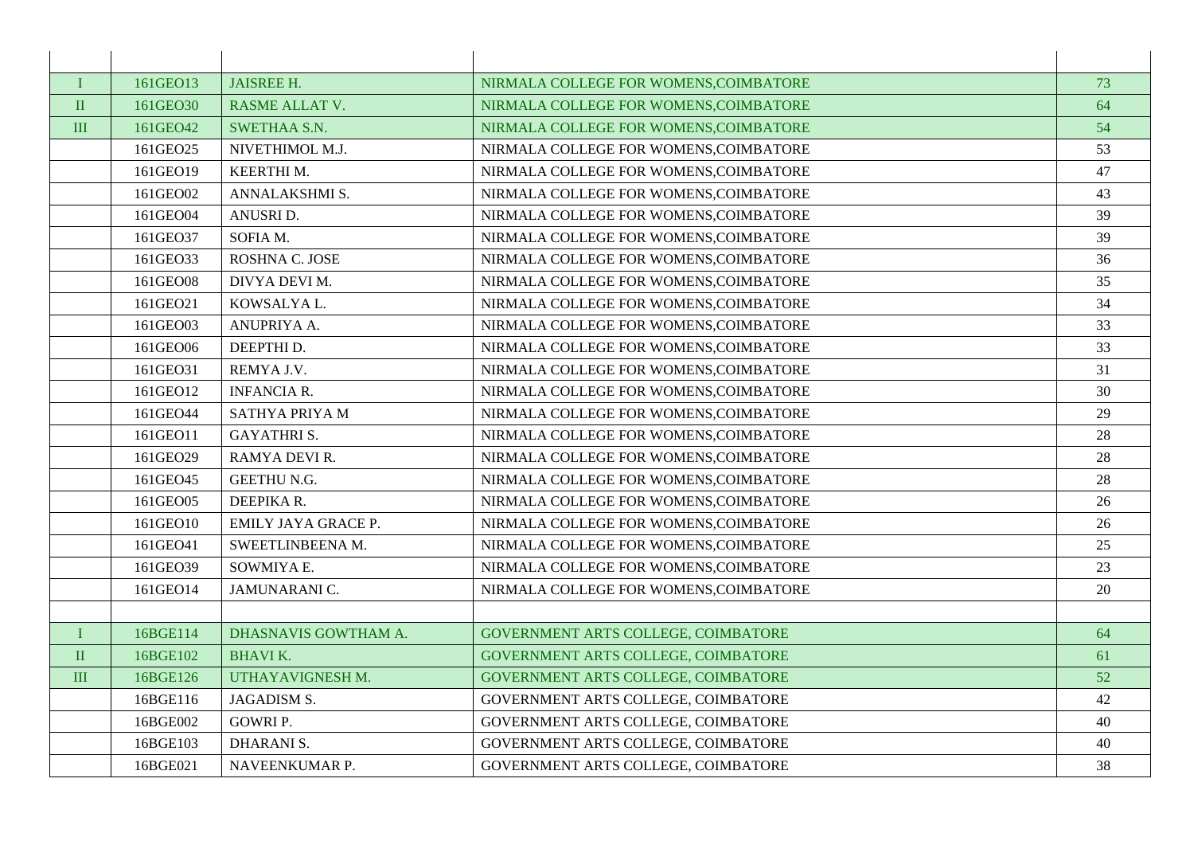| | | | | |
|---|---|---|---|---|
| I | 161GEO13 | JAISREE H. | NIRMALA COLLEGE FOR WOMENS,COIMBATORE | 73 |
| II | 161GEO30 | RASME ALLAT V. | NIRMALA COLLEGE FOR WOMENS,COIMBATORE | 64 |
| III | 161GEO42 | SWETHAA S.N. | NIRMALA COLLEGE FOR WOMENS,COIMBATORE | 54 |
| | 161GEO25 | NIVETHIMOL M.J. | NIRMALA COLLEGE FOR WOMENS,COIMBATORE | 53 |
| | 161GEO19 | KEERTHI M. | NIRMALA COLLEGE FOR WOMENS,COIMBATORE | 47 |
| | 161GEO02 | ANNALAKSHMI S. | NIRMALA COLLEGE FOR WOMENS,COIMBATORE | 43 |
| | 161GEO04 | ANUSRI D. | NIRMALA COLLEGE FOR WOMENS,COIMBATORE | 39 |
| | 161GEO37 | SOFIA M. | NIRMALA COLLEGE FOR WOMENS,COIMBATORE | 39 |
| | 161GEO33 | ROSHNA C. JOSE | NIRMALA COLLEGE FOR WOMENS,COIMBATORE | 36 |
| | 161GEO08 | DIVYA DEVI M. | NIRMALA COLLEGE FOR WOMENS,COIMBATORE | 35 |
| | 161GEO21 | KOWSALYA L. | NIRMALA COLLEGE FOR WOMENS,COIMBATORE | 34 |
| | 161GEO03 | ANUPRIYA A. | NIRMALA COLLEGE FOR WOMENS,COIMBATORE | 33 |
| | 161GEO06 | DEEPTHI D. | NIRMALA COLLEGE FOR WOMENS,COIMBATORE | 33 |
| | 161GEO31 | REMYA J.V. | NIRMALA COLLEGE FOR WOMENS,COIMBATORE | 31 |
| | 161GEO12 | INFANCIA R. | NIRMALA COLLEGE FOR WOMENS,COIMBATORE | 30 |
| | 161GEO44 | SATHYA PRIYA M | NIRMALA COLLEGE FOR WOMENS,COIMBATORE | 29 |
| | 161GEO11 | GAYATHRI S. | NIRMALA COLLEGE FOR WOMENS,COIMBATORE | 28 |
| | 161GEO29 | RAMYA DEVI R. | NIRMALA COLLEGE FOR WOMENS,COIMBATORE | 28 |
| | 161GEO45 | GEETHU N.G. | NIRMALA COLLEGE FOR WOMENS,COIMBATORE | 28 |
| | 161GEO05 | DEEPIKA R. | NIRMALA COLLEGE FOR WOMENS,COIMBATORE | 26 |
| | 161GEO10 | EMILY JAYA GRACE P. | NIRMALA COLLEGE FOR WOMENS,COIMBATORE | 26 |
| | 161GEO41 | SWEETLINBEENA M. | NIRMALA COLLEGE FOR WOMENS,COIMBATORE | 25 |
| | 161GEO39 | SOWMIYA E. | NIRMALA COLLEGE FOR WOMENS,COIMBATORE | 23 |
| | 161GEO14 | JAMUNARANI C. | NIRMALA COLLEGE FOR WOMENS,COIMBATORE | 20 |
| | | | | |
| I | 16BGE114 | DHASNAVIS GOWTHAM A. | GOVERNMENT ARTS COLLEGE, COIMBATORE | 64 |
| II | 16BGE102 | BHAVI K. | GOVERNMENT ARTS COLLEGE, COIMBATORE | 61 |
| III | 16BGE126 | UTHAYAVIGNESH M. | GOVERNMENT ARTS COLLEGE, COIMBATORE | 52 |
| | 16BGE116 | JAGADISM S. | GOVERNMENT ARTS COLLEGE, COIMBATORE | 42 |
| | 16BGE002 | GOWRI P. | GOVERNMENT ARTS COLLEGE, COIMBATORE | 40 |
| | 16BGE103 | DHARANI S. | GOVERNMENT ARTS COLLEGE, COIMBATORE | 40 |
| | 16BGE021 | NAVEENKUMAR P. | GOVERNMENT ARTS COLLEGE, COIMBATORE | 38 |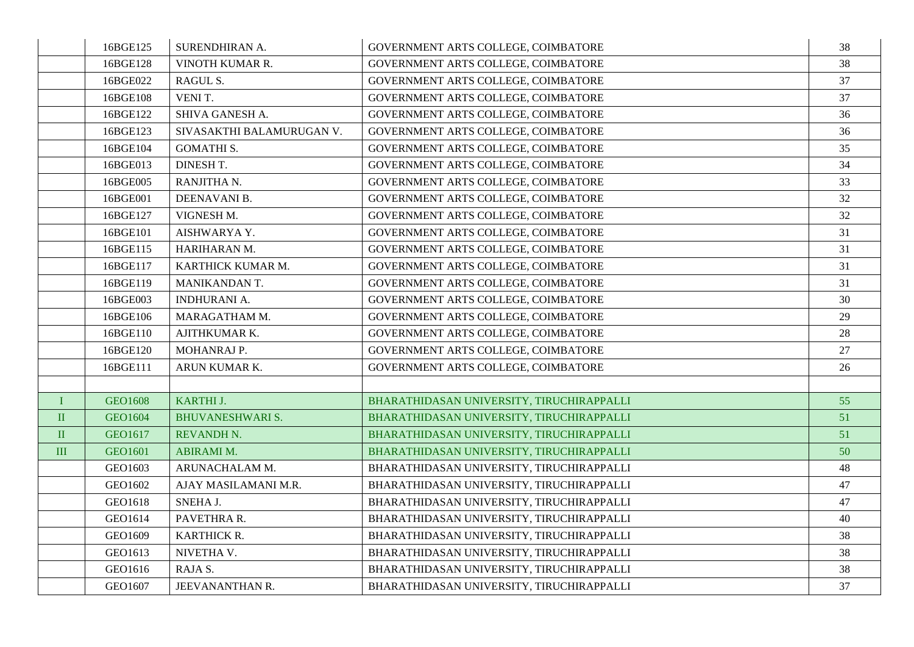| | | | | |
|---|---|---|---|---|
| | 16BGE125 | SURENDHIRAN A. | GOVERNMENT ARTS COLLEGE, COIMBATORE | 38 |
| | 16BGE128 | VINOTH KUMAR R. | GOVERNMENT ARTS COLLEGE, COIMBATORE | 38 |
| | 16BGE022 | RAGUL S. | GOVERNMENT ARTS COLLEGE, COIMBATORE | 37 |
| | 16BGE108 | VENI T. | GOVERNMENT ARTS COLLEGE, COIMBATORE | 37 |
| | 16BGE122 | SHIVA GANESH A. | GOVERNMENT ARTS COLLEGE, COIMBATORE | 36 |
| | 16BGE123 | SIVASAKTHI BALAMURUGAN V. | GOVERNMENT ARTS COLLEGE, COIMBATORE | 36 |
| | 16BGE104 | GOMATHI S. | GOVERNMENT ARTS COLLEGE, COIMBATORE | 35 |
| | 16BGE013 | DINESH T. | GOVERNMENT ARTS COLLEGE, COIMBATORE | 34 |
| | 16BGE005 | RANJITHA N. | GOVERNMENT ARTS COLLEGE, COIMBATORE | 33 |
| | 16BGE001 | DEENAVANI B. | GOVERNMENT ARTS COLLEGE, COIMBATORE | 32 |
| | 16BGE127 | VIGNESH M. | GOVERNMENT ARTS COLLEGE, COIMBATORE | 32 |
| | 16BGE101 | AISHWARYA Y. | GOVERNMENT ARTS COLLEGE, COIMBATORE | 31 |
| | 16BGE115 | HARIHARAN M. | GOVERNMENT ARTS COLLEGE, COIMBATORE | 31 |
| | 16BGE117 | KARTHICK KUMAR M. | GOVERNMENT ARTS COLLEGE, COIMBATORE | 31 |
| | 16BGE119 | MANIKANDAN T. | GOVERNMENT ARTS COLLEGE, COIMBATORE | 31 |
| | 16BGE003 | INDHURANI A. | GOVERNMENT ARTS COLLEGE, COIMBATORE | 30 |
| | 16BGE106 | MARAGATHAM M. | GOVERNMENT ARTS COLLEGE, COIMBATORE | 29 |
| | 16BGE110 | AJITHKUMAR K. | GOVERNMENT ARTS COLLEGE, COIMBATORE | 28 |
| | 16BGE120 | MOHANRAJ P. | GOVERNMENT ARTS COLLEGE, COIMBATORE | 27 |
| | 16BGE111 | ARUN KUMAR K. | GOVERNMENT ARTS COLLEGE, COIMBATORE | 26 |
| | | | | |
| I | GEO1608 | KARTHI J. | BHARATHIDASAN UNIVERSITY, TIRUCHIRAPPALLI | 55 |
| II | GEO1604 | BHUVANESHWARI S. | BHARATHIDASAN UNIVERSITY, TIRUCHIRAPPALLI | 51 |
| II | GEO1617 | REVANDH N. | BHARATHIDASAN UNIVERSITY, TIRUCHIRAPPALLI | 51 |
| III | GEO1601 | ABIRAMI M. | BHARATHIDASAN UNIVERSITY, TIRUCHIRAPPALLI | 50 |
| | GEO1603 | ARUNACHALAM M. | BHARATHIDASAN UNIVERSITY, TIRUCHIRAPPALLI | 48 |
| | GEO1602 | AJAY MASILAMANI M.R. | BHARATHIDASAN UNIVERSITY, TIRUCHIRAPPALLI | 47 |
| | GEO1618 | SNEHA J. | BHARATHIDASAN UNIVERSITY, TIRUCHIRAPPALLI | 47 |
| | GEO1614 | PAVETHRA R. | BHARATHIDASAN UNIVERSITY, TIRUCHIRAPPALLI | 40 |
| | GEO1609 | KARTHICK R. | BHARATHIDASAN UNIVERSITY, TIRUCHIRAPPALLI | 38 |
| | GEO1613 | NIVETHA V. | BHARATHIDASAN UNIVERSITY, TIRUCHIRAPPALLI | 38 |
| | GEO1616 | RAJA S. | BHARATHIDASAN UNIVERSITY, TIRUCHIRAPPALLI | 38 |
| | GEO1607 | JEEVANANTHAN R. | BHARATHIDASAN UNIVERSITY, TIRUCHIRAPPALLI | 37 |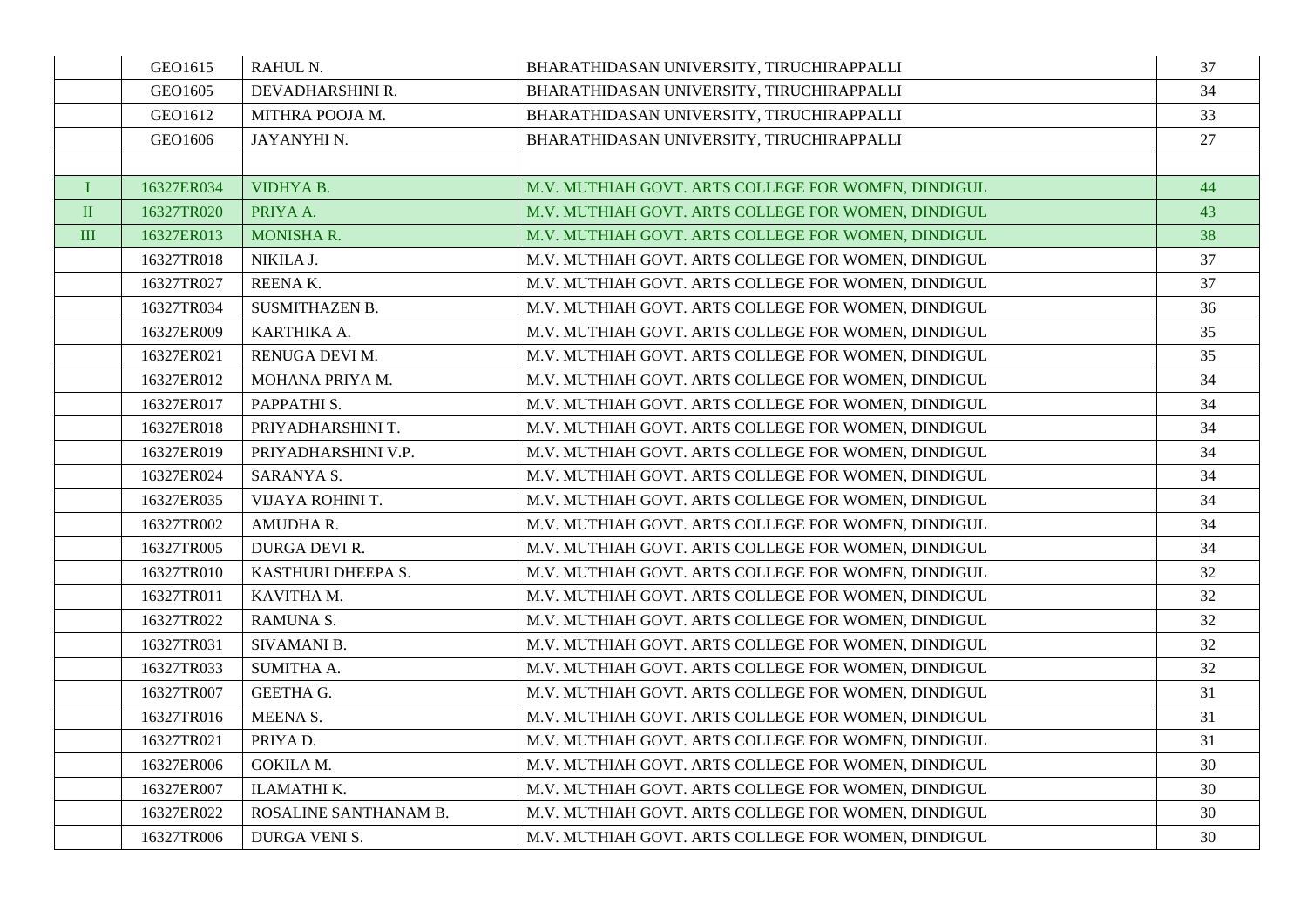| | | | | |
|---|---|---|---|---|
| | GEO1615 | RAHUL N. | BHARATHIDASAN UNIVERSITY, TIRUCHIRAPPALLI | 37 |
| | GEO1605 | DEVADHARSHINI R. | BHARATHIDASAN UNIVERSITY, TIRUCHIRAPPALLI | 34 |
| | GEO1612 | MITHRA POOJA M. | BHARATHIDASAN UNIVERSITY, TIRUCHIRAPPALLI | 33 |
| | GEO1606 | JAYANYHI N. | BHARATHIDASAN UNIVERSITY, TIRUCHIRAPPALLI | 27 |
| | | | | |
| I | 16327ER034 | VIDHYA B. | M.V. MUTHIAH GOVT. ARTS COLLEGE FOR WOMEN, DINDIGUL | 44 |
| II | 16327TR020 | PRIYA A. | M.V. MUTHIAH GOVT. ARTS COLLEGE FOR WOMEN, DINDIGUL | 43 |
| III | 16327ER013 | MONISHA R. | M.V. MUTHIAH GOVT. ARTS COLLEGE FOR WOMEN, DINDIGUL | 38 |
| | 16327TR018 | NIKILA J. | M.V. MUTHIAH GOVT. ARTS COLLEGE FOR WOMEN, DINDIGUL | 37 |
| | 16327TR027 | REENA K. | M.V. MUTHIAH GOVT. ARTS COLLEGE FOR WOMEN, DINDIGUL | 37 |
| | 16327TR034 | SUSMITHAZEN B. | M.V. MUTHIAH GOVT. ARTS COLLEGE FOR WOMEN, DINDIGUL | 36 |
| | 16327ER009 | KARTHIKA A. | M.V. MUTHIAH GOVT. ARTS COLLEGE FOR WOMEN, DINDIGUL | 35 |
| | 16327ER021 | RENUGA DEVI M. | M.V. MUTHIAH GOVT. ARTS COLLEGE FOR WOMEN, DINDIGUL | 35 |
| | 16327ER012 | MOHANA PRIYA M. | M.V. MUTHIAH GOVT. ARTS COLLEGE FOR WOMEN, DINDIGUL | 34 |
| | 16327ER017 | PAPPATHI S. | M.V. MUTHIAH GOVT. ARTS COLLEGE FOR WOMEN, DINDIGUL | 34 |
| | 16327ER018 | PRIYADHARSHINI T. | M.V. MUTHIAH GOVT. ARTS COLLEGE FOR WOMEN, DINDIGUL | 34 |
| | 16327ER019 | PRIYADHARSHINI V.P. | M.V. MUTHIAH GOVT. ARTS COLLEGE FOR WOMEN, DINDIGUL | 34 |
| | 16327ER024 | SARANYA S. | M.V. MUTHIAH GOVT. ARTS COLLEGE FOR WOMEN, DINDIGUL | 34 |
| | 16327ER035 | VIJAYA ROHINI T. | M.V. MUTHIAH GOVT. ARTS COLLEGE FOR WOMEN, DINDIGUL | 34 |
| | 16327TR002 | AMUDHA R. | M.V. MUTHIAH GOVT. ARTS COLLEGE FOR WOMEN, DINDIGUL | 34 |
| | 16327TR005 | DURGA DEVI R. | M.V. MUTHIAH GOVT. ARTS COLLEGE FOR WOMEN, DINDIGUL | 34 |
| | 16327TR010 | KASTHURI DHEEPA S. | M.V. MUTHIAH GOVT. ARTS COLLEGE FOR WOMEN, DINDIGUL | 32 |
| | 16327TR011 | KAVITHA M. | M.V. MUTHIAH GOVT. ARTS COLLEGE FOR WOMEN, DINDIGUL | 32 |
| | 16327TR022 | RAMUNA S. | M.V. MUTHIAH GOVT. ARTS COLLEGE FOR WOMEN, DINDIGUL | 32 |
| | 16327TR031 | SIVAMANI B. | M.V. MUTHIAH GOVT. ARTS COLLEGE FOR WOMEN, DINDIGUL | 32 |
| | 16327TR033 | SUMITHA A. | M.V. MUTHIAH GOVT. ARTS COLLEGE FOR WOMEN, DINDIGUL | 32 |
| | 16327TR007 | GEETHA G. | M.V. MUTHIAH GOVT. ARTS COLLEGE FOR WOMEN, DINDIGUL | 31 |
| | 16327TR016 | MEENA S. | M.V. MUTHIAH GOVT. ARTS COLLEGE FOR WOMEN, DINDIGUL | 31 |
| | 16327TR021 | PRIYA D. | M.V. MUTHIAH GOVT. ARTS COLLEGE FOR WOMEN, DINDIGUL | 31 |
| | 16327ER006 | GOKILA M. | M.V. MUTHIAH GOVT. ARTS COLLEGE FOR WOMEN, DINDIGUL | 30 |
| | 16327ER007 | ILAMATHI K. | M.V. MUTHIAH GOVT. ARTS COLLEGE FOR WOMEN, DINDIGUL | 30 |
| | 16327ER022 | ROSALINE SANTHANAM B. | M.V. MUTHIAH GOVT. ARTS COLLEGE FOR WOMEN, DINDIGUL | 30 |
| | 16327TR006 | DURGA VENI S. | M.V. MUTHIAH GOVT. ARTS COLLEGE FOR WOMEN, DINDIGUL | 30 |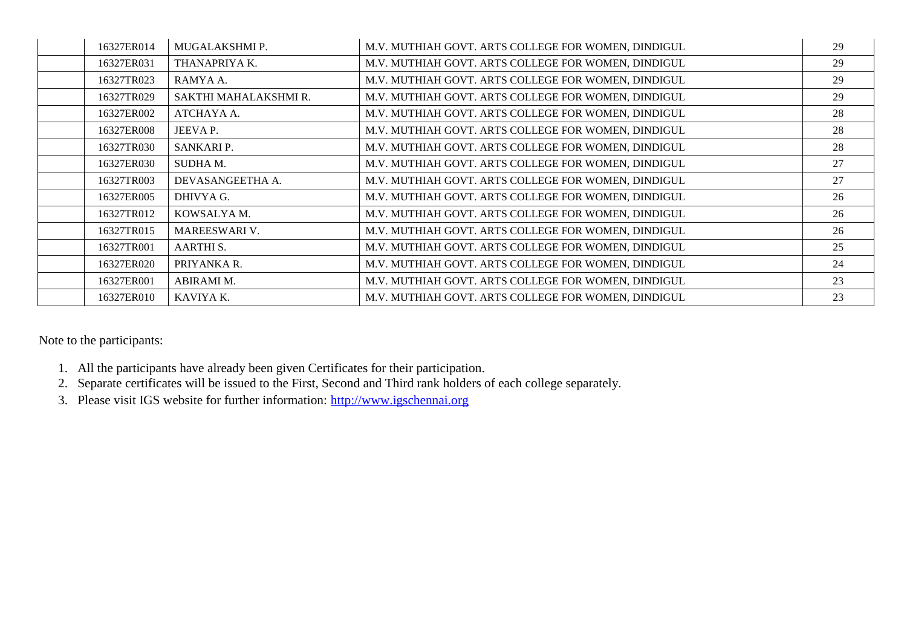| | | | | |
|---|---|---|---|---|
| | 16327ER014 | MUGALAKSHMI P. | M.V. MUTHIAH GOVT. ARTS COLLEGE FOR WOMEN, DINDIGUL | 29 |
| | 16327ER031 | THANAPRIYA K. | M.V. MUTHIAH GOVT. ARTS COLLEGE FOR WOMEN, DINDIGUL | 29 |
| | 16327TR023 | RAMYA A. | M.V. MUTHIAH GOVT. ARTS COLLEGE FOR WOMEN, DINDIGUL | 29 |
| | 16327TR029 | SAKTHI MAHALAKSHMI R. | M.V. MUTHIAH GOVT. ARTS COLLEGE FOR WOMEN, DINDIGUL | 29 |
| | 16327ER002 | ATCHAYA A. | M.V. MUTHIAH GOVT. ARTS COLLEGE FOR WOMEN, DINDIGUL | 28 |
| | 16327ER008 | JEEVA P. | M.V. MUTHIAH GOVT. ARTS COLLEGE FOR WOMEN, DINDIGUL | 28 |
| | 16327TR030 | SANKARI P. | M.V. MUTHIAH GOVT. ARTS COLLEGE FOR WOMEN, DINDIGUL | 28 |
| | 16327ER030 | SUDHA M. | M.V. MUTHIAH GOVT. ARTS COLLEGE FOR WOMEN, DINDIGUL | 27 |
| | 16327TR003 | DEVASANGEETHA A. | M.V. MUTHIAH GOVT. ARTS COLLEGE FOR WOMEN, DINDIGUL | 27 |
| | 16327ER005 | DHIVYA G. | M.V. MUTHIAH GOVT. ARTS COLLEGE FOR WOMEN, DINDIGUL | 26 |
| | 16327TR012 | KOWSALYA M. | M.V. MUTHIAH GOVT. ARTS COLLEGE FOR WOMEN, DINDIGUL | 26 |
| | 16327TR015 | MAREESWARI V. | M.V. MUTHIAH GOVT. ARTS COLLEGE FOR WOMEN, DINDIGUL | 26 |
| | 16327TR001 | AARTHI S. | M.V. MUTHIAH GOVT. ARTS COLLEGE FOR WOMEN, DINDIGUL | 25 |
| | 16327ER020 | PRIYANKA R. | M.V. MUTHIAH GOVT. ARTS COLLEGE FOR WOMEN, DINDIGUL | 24 |
| | 16327ER001 | ABIRAMI M. | M.V. MUTHIAH GOVT. ARTS COLLEGE FOR WOMEN, DINDIGUL | 23 |
| | 16327ER010 | KAVIYA K. | M.V. MUTHIAH GOVT. ARTS COLLEGE FOR WOMEN, DINDIGUL | 23 |

Note to the participants:

1. All the participants have already been given Certificates for their participation.
2. Separate certificates will be issued to the First, Second and Third rank holders of each college separately.
3. Please visit IGS website for further information: http://www.igschennai.org